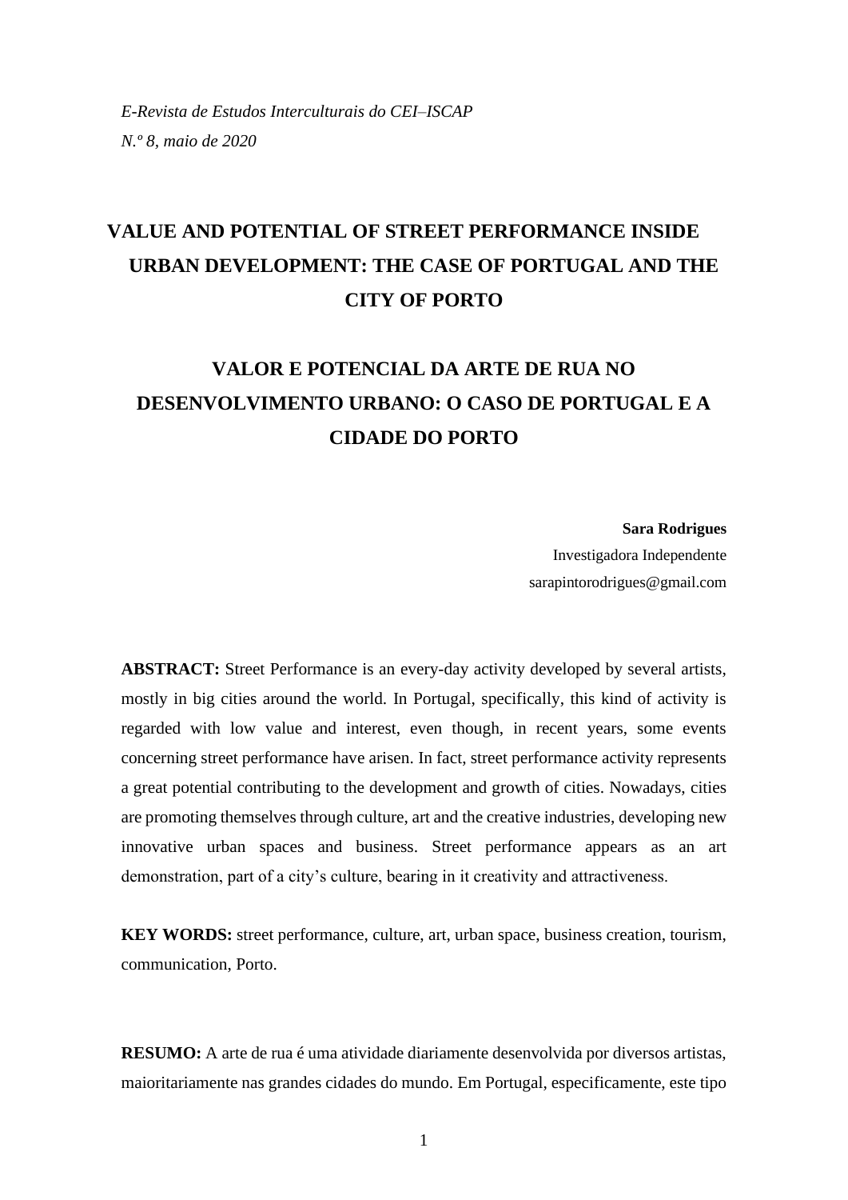*E-Revista de Estudos Interculturais do CEI–ISCAP*
*N.º 8, maio de 2020*

# VALUE AND POTENTIAL OF STREET PERFORMANCE INSIDE URBAN DEVELOPMENT: THE CASE OF PORTUGAL AND THE CITY OF PORTO

# VALOR E POTENCIAL DA ARTE DE RUA NO DESENVOLVIMENTO URBANO: O CASO DE PORTUGAL E A CIDADE DO PORTO

**Sara Rodrigues**
Investigadora Independente
sarapintorodrigues@gmail.com

**ABSTRACT:** Street Performance is an every-day activity developed by several artists, mostly in big cities around the world. In Portugal, specifically, this kind of activity is regarded with low value and interest, even though, in recent years, some events concerning street performance have arisen. In fact, street performance activity represents a great potential contributing to the development and growth of cities. Nowadays, cities are promoting themselves through culture, art and the creative industries, developing new innovative urban spaces and business. Street performance appears as an art demonstration, part of a city's culture, bearing in it creativity and attractiveness.

**KEY WORDS:** street performance, culture, art, urban space, business creation, tourism, communication, Porto.

**RESUMO:** A arte de rua é uma atividade diariamente desenvolvida por diversos artistas, maioritariamente nas grandes cidades do mundo. Em Portugal, especificamente, este tipo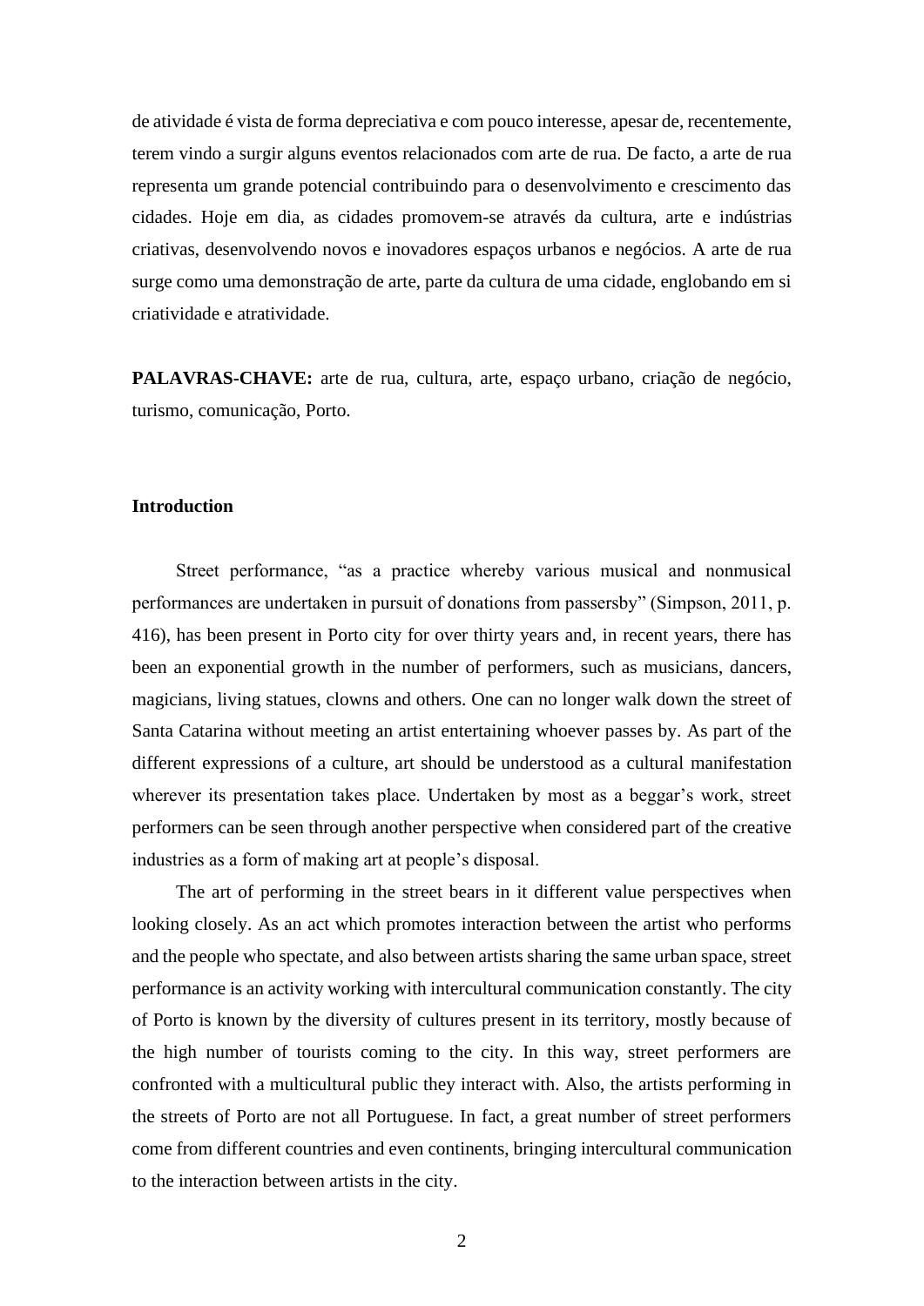de atividade é vista de forma depreciativa e com pouco interesse, apesar de, recentemente, terem vindo a surgir alguns eventos relacionados com arte de rua. De facto, a arte de rua representa um grande potencial contribuindo para o desenvolvimento e crescimento das cidades. Hoje em dia, as cidades promovem-se através da cultura, arte e indústrias criativas, desenvolvendo novos e inovadores espaços urbanos e negócios. A arte de rua surge como uma demonstração de arte, parte da cultura de uma cidade, englobando em si criatividade e atratividade.

**PALAVRAS-CHAVE:** arte de rua, cultura, arte, espaço urbano, criação de negócio, turismo, comunicação, Porto.

## Introduction

Street performance, "as a practice whereby various musical and nonmusical performances are undertaken in pursuit of donations from passersby" (Simpson, 2011, p. 416), has been present in Porto city for over thirty years and, in recent years, there has been an exponential growth in the number of performers, such as musicians, dancers, magicians, living statues, clowns and others. One can no longer walk down the street of Santa Catarina without meeting an artist entertaining whoever passes by. As part of the different expressions of a culture, art should be understood as a cultural manifestation wherever its presentation takes place. Undertaken by most as a beggar's work, street performers can be seen through another perspective when considered part of the creative industries as a form of making art at people's disposal.

The art of performing in the street bears in it different value perspectives when looking closely. As an act which promotes interaction between the artist who performs and the people who spectate, and also between artists sharing the same urban space, street performance is an activity working with intercultural communication constantly. The city of Porto is known by the diversity of cultures present in its territory, mostly because of the high number of tourists coming to the city. In this way, street performers are confronted with a multicultural public they interact with. Also, the artists performing in the streets of Porto are not all Portuguese. In fact, a great number of street performers come from different countries and even continents, bringing intercultural communication to the interaction between artists in the city.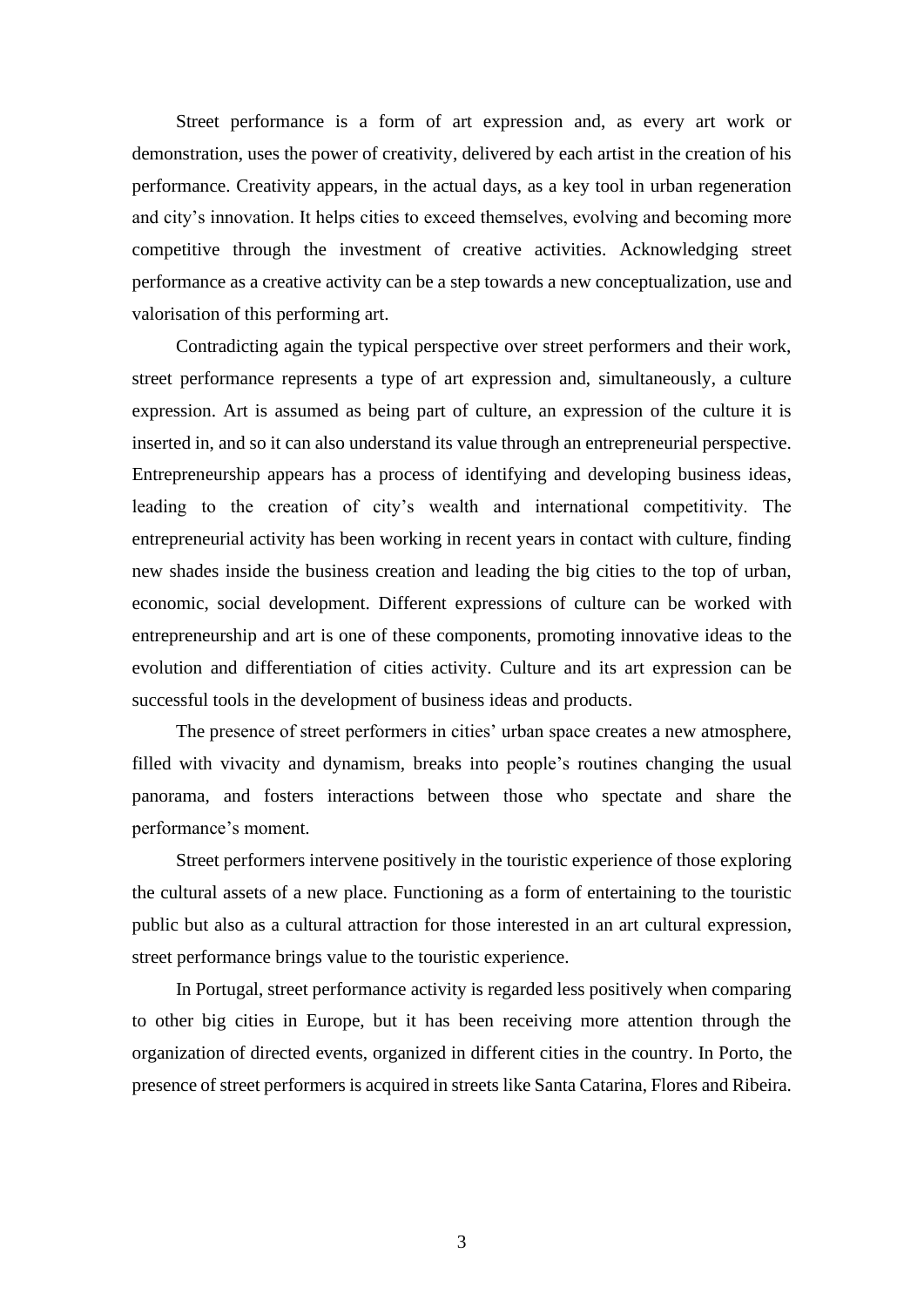Street performance is a form of art expression and, as every art work or demonstration, uses the power of creativity, delivered by each artist in the creation of his performance. Creativity appears, in the actual days, as a key tool in urban regeneration and city's innovation. It helps cities to exceed themselves, evolving and becoming more competitive through the investment of creative activities. Acknowledging street performance as a creative activity can be a step towards a new conceptualization, use and valorisation of this performing art.

Contradicting again the typical perspective over street performers and their work, street performance represents a type of art expression and, simultaneously, a culture expression. Art is assumed as being part of culture, an expression of the culture it is inserted in, and so it can also understand its value through an entrepreneurial perspective. Entrepreneurship appears has a process of identifying and developing business ideas, leading to the creation of city's wealth and international competitivity. The entrepreneurial activity has been working in recent years in contact with culture, finding new shades inside the business creation and leading the big cities to the top of urban, economic, social development. Different expressions of culture can be worked with entrepreneurship and art is one of these components, promoting innovative ideas to the evolution and differentiation of cities activity. Culture and its art expression can be successful tools in the development of business ideas and products.

The presence of street performers in cities' urban space creates a new atmosphere, filled with vivacity and dynamism, breaks into people's routines changing the usual panorama, and fosters interactions between those who spectate and share the performance's moment.

Street performers intervene positively in the touristic experience of those exploring the cultural assets of a new place. Functioning as a form of entertaining to the touristic public but also as a cultural attraction for those interested in an art cultural expression, street performance brings value to the touristic experience.

In Portugal, street performance activity is regarded less positively when comparing to other big cities in Europe, but it has been receiving more attention through the organization of directed events, organized in different cities in the country. In Porto, the presence of street performers is acquired in streets like Santa Catarina, Flores and Ribeira.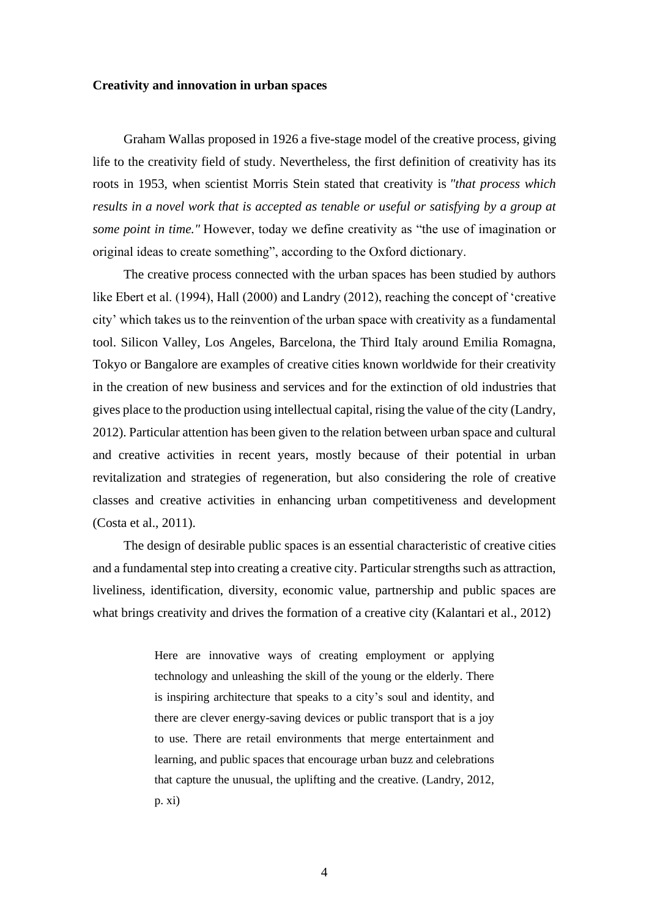**Creativity and innovation in urban spaces**

Graham Wallas proposed in 1926 a five-stage model of the creative process, giving life to the creativity field of study. Nevertheless, the first definition of creativity has its roots in 1953, when scientist Morris Stein stated that creativity is *"that process which results in a novel work that is accepted as tenable or useful or satisfying by a group at some point in time."* However, today we define creativity as "the use of imagination or original ideas to create something", according to the Oxford dictionary.

The creative process connected with the urban spaces has been studied by authors like Ebert et al. (1994), Hall (2000) and Landry (2012), reaching the concept of 'creative city' which takes us to the reinvention of the urban space with creativity as a fundamental tool. Silicon Valley, Los Angeles, Barcelona, the Third Italy around Emilia Romagna, Tokyo or Bangalore are examples of creative cities known worldwide for their creativity in the creation of new business and services and for the extinction of old industries that gives place to the production using intellectual capital, rising the value of the city (Landry, 2012). Particular attention has been given to the relation between urban space and cultural and creative activities in recent years, mostly because of their potential in urban revitalization and strategies of regeneration, but also considering the role of creative classes and creative activities in enhancing urban competitiveness and development (Costa et al., 2011).

The design of desirable public spaces is an essential characteristic of creative cities and a fundamental step into creating a creative city. Particular strengths such as attraction, liveliness, identification, diversity, economic value, partnership and public spaces are what brings creativity and drives the formation of a creative city (Kalantari et al., 2012)

> Here are innovative ways of creating employment or applying technology and unleashing the skill of the young or the elderly. There is inspiring architecture that speaks to a city's soul and identity, and there are clever energy-saving devices or public transport that is a joy to use. There are retail environments that merge entertainment and learning, and public spaces that encourage urban buzz and celebrations that capture the unusual, the uplifting and the creative. (Landry, 2012, p. xi)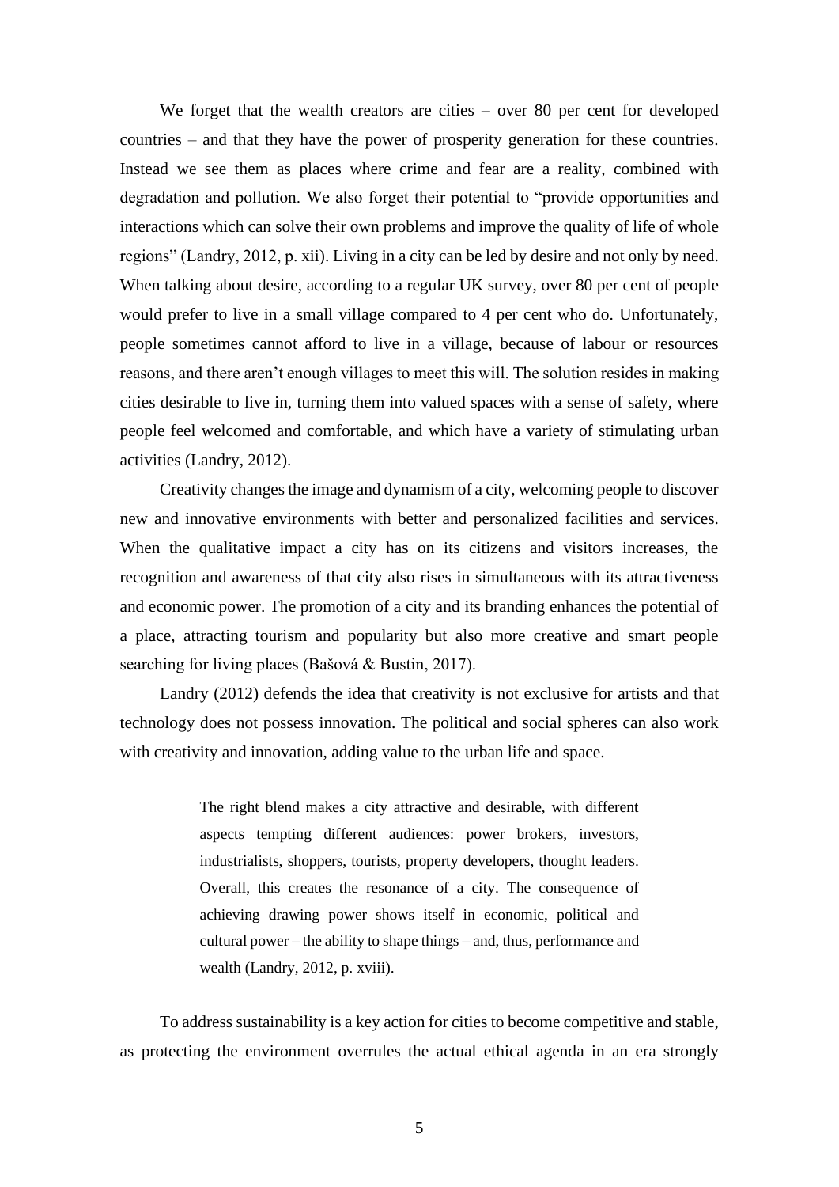We forget that the wealth creators are cities – over 80 per cent for developed countries – and that they have the power of prosperity generation for these countries. Instead we see them as places where crime and fear are a reality, combined with degradation and pollution. We also forget their potential to "provide opportunities and interactions which can solve their own problems and improve the quality of life of whole regions" (Landry, 2012, p. xii). Living in a city can be led by desire and not only by need. When talking about desire, according to a regular UK survey, over 80 per cent of people would prefer to live in a small village compared to 4 per cent who do. Unfortunately, people sometimes cannot afford to live in a village, because of labour or resources reasons, and there aren't enough villages to meet this will. The solution resides in making cities desirable to live in, turning them into valued spaces with a sense of safety, where people feel welcomed and comfortable, and which have a variety of stimulating urban activities (Landry, 2012).

Creativity changes the image and dynamism of a city, welcoming people to discover new and innovative environments with better and personalized facilities and services. When the qualitative impact a city has on its citizens and visitors increases, the recognition and awareness of that city also rises in simultaneous with its attractiveness and economic power. The promotion of a city and its branding enhances the potential of a place, attracting tourism and popularity but also more creative and smart people searching for living places (Bašová & Bustin, 2017).

Landry (2012) defends the idea that creativity is not exclusive for artists and that technology does not possess innovation. The political and social spheres can also work with creativity and innovation, adding value to the urban life and space.

> The right blend makes a city attractive and desirable, with different aspects tempting different audiences: power brokers, investors, industrialists, shoppers, tourists, property developers, thought leaders. Overall, this creates the resonance of a city. The consequence of achieving drawing power shows itself in economic, political and cultural power – the ability to shape things – and, thus, performance and wealth (Landry, 2012, p. xviii).

To address sustainability is a key action for cities to become competitive and stable, as protecting the environment overrules the actual ethical agenda in an era strongly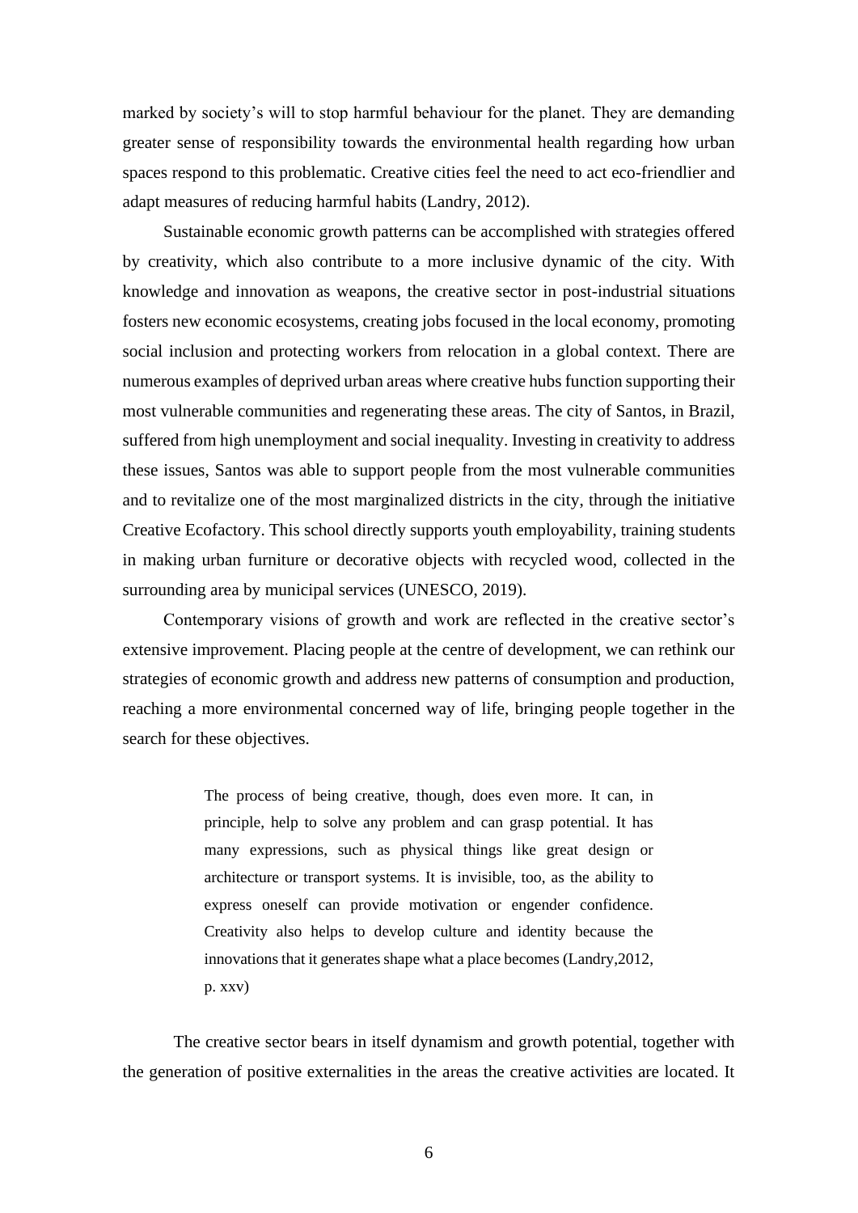marked by society's will to stop harmful behaviour for the planet. They are demanding greater sense of responsibility towards the environmental health regarding how urban spaces respond to this problematic. Creative cities feel the need to act eco-friendlier and adapt measures of reducing harmful habits (Landry, 2012).

Sustainable economic growth patterns can be accomplished with strategies offered by creativity, which also contribute to a more inclusive dynamic of the city. With knowledge and innovation as weapons, the creative sector in post-industrial situations fosters new economic ecosystems, creating jobs focused in the local economy, promoting social inclusion and protecting workers from relocation in a global context. There are numerous examples of deprived urban areas where creative hubs function supporting their most vulnerable communities and regenerating these areas. The city of Santos, in Brazil, suffered from high unemployment and social inequality. Investing in creativity to address these issues, Santos was able to support people from the most vulnerable communities and to revitalize one of the most marginalized districts in the city, through the initiative Creative Ecofactory. This school directly supports youth employability, training students in making urban furniture or decorative objects with recycled wood, collected in the surrounding area by municipal services (UNESCO, 2019).

Contemporary visions of growth and work are reflected in the creative sector's extensive improvement. Placing people at the centre of development, we can rethink our strategies of economic growth and address new patterns of consumption and production, reaching a more environmental concerned way of life, bringing people together in the search for these objectives.

> The process of being creative, though, does even more. It can, in principle, help to solve any problem and can grasp potential. It has many expressions, such as physical things like great design or architecture or transport systems. It is invisible, too, as the ability to express oneself can provide motivation or engender confidence. Creativity also helps to develop culture and identity because the innovations that it generates shape what a place becomes (Landry,2012, p. xxv)

The creative sector bears in itself dynamism and growth potential, together with the generation of positive externalities in the areas the creative activities are located. It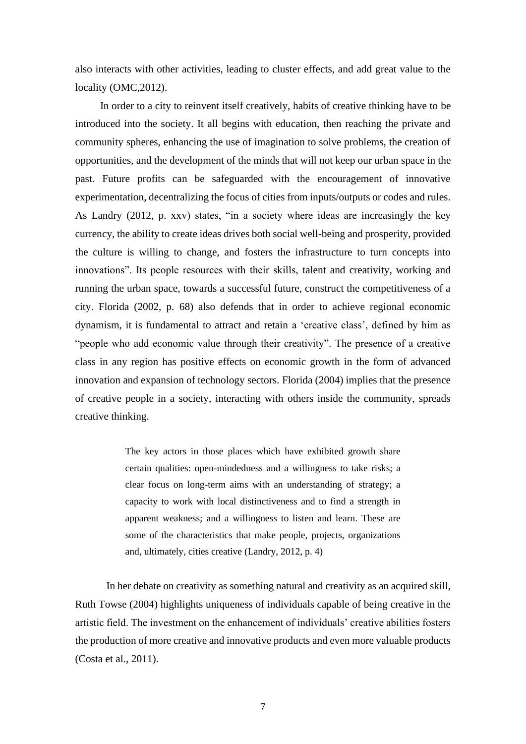also interacts with other activities, leading to cluster effects, and add great value to the locality (OMC,2012).

In order to a city to reinvent itself creatively, habits of creative thinking have to be introduced into the society. It all begins with education, then reaching the private and community spheres, enhancing the use of imagination to solve problems, the creation of opportunities, and the development of the minds that will not keep our urban space in the past. Future profits can be safeguarded with the encouragement of innovative experimentation, decentralizing the focus of cities from inputs/outputs or codes and rules. As Landry (2012, p. xxv) states, "in a society where ideas are increasingly the key currency, the ability to create ideas drives both social well-being and prosperity, provided the culture is willing to change, and fosters the infrastructure to turn concepts into innovations". Its people resources with their skills, talent and creativity, working and running the urban space, towards a successful future, construct the competitiveness of a city. Florida (2002, p. 68) also defends that in order to achieve regional economic dynamism, it is fundamental to attract and retain a 'creative class', defined by him as "people who add economic value through their creativity". The presence of a creative class in any region has positive effects on economic growth in the form of advanced innovation and expansion of technology sectors. Florida (2004) implies that the presence of creative people in a society, interacting with others inside the community, spreads creative thinking.

> The key actors in those places which have exhibited growth share certain qualities: open-mindedness and a willingness to take risks; a clear focus on long-term aims with an understanding of strategy; a capacity to work with local distinctiveness and to find a strength in apparent weakness; and a willingness to listen and learn. These are some of the characteristics that make people, projects, organizations and, ultimately, cities creative (Landry, 2012, p. 4)

In her debate on creativity as something natural and creativity as an acquired skill, Ruth Towse (2004) highlights uniqueness of individuals capable of being creative in the artistic field. The investment on the enhancement of individuals' creative abilities fosters the production of more creative and innovative products and even more valuable products (Costa et al., 2011).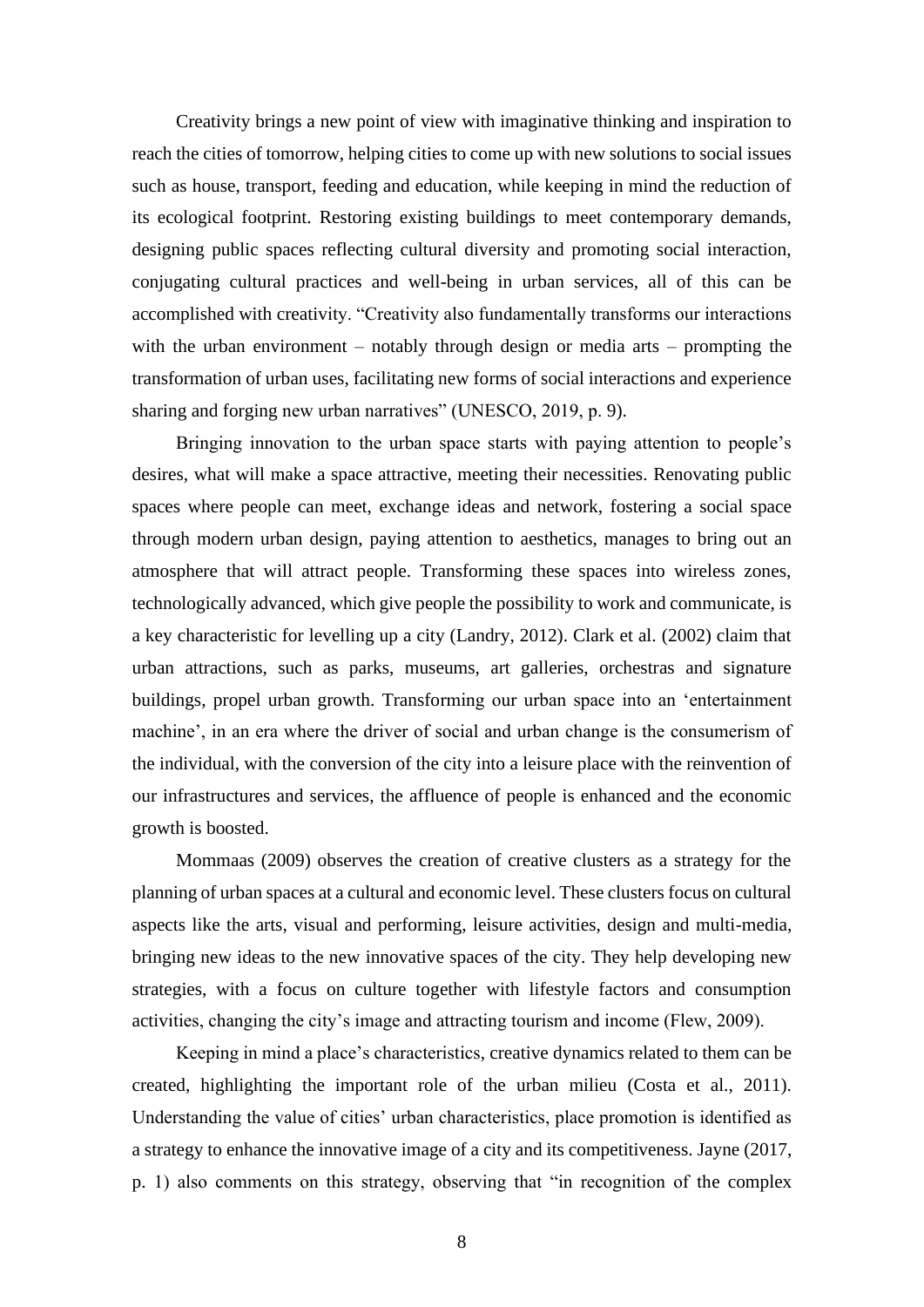Creativity brings a new point of view with imaginative thinking and inspiration to reach the cities of tomorrow, helping cities to come up with new solutions to social issues such as house, transport, feeding and education, while keeping in mind the reduction of its ecological footprint. Restoring existing buildings to meet contemporary demands, designing public spaces reflecting cultural diversity and promoting social interaction, conjugating cultural practices and well-being in urban services, all of this can be accomplished with creativity. "Creativity also fundamentally transforms our interactions with the urban environment – notably through design or media arts – prompting the transformation of urban uses, facilitating new forms of social interactions and experience sharing and forging new urban narratives" (UNESCO, 2019, p. 9).

Bringing innovation to the urban space starts with paying attention to people's desires, what will make a space attractive, meeting their necessities. Renovating public spaces where people can meet, exchange ideas and network, fostering a social space through modern urban design, paying attention to aesthetics, manages to bring out an atmosphere that will attract people. Transforming these spaces into wireless zones, technologically advanced, which give people the possibility to work and communicate, is a key characteristic for levelling up a city (Landry, 2012). Clark et al. (2002) claim that urban attractions, such as parks, museums, art galleries, orchestras and signature buildings, propel urban growth. Transforming our urban space into an 'entertainment machine', in an era where the driver of social and urban change is the consumerism of the individual, with the conversion of the city into a leisure place with the reinvention of our infrastructures and services, the affluence of people is enhanced and the economic growth is boosted.

Mommaas (2009) observes the creation of creative clusters as a strategy for the planning of urban spaces at a cultural and economic level. These clusters focus on cultural aspects like the arts, visual and performing, leisure activities, design and multi-media, bringing new ideas to the new innovative spaces of the city. They help developing new strategies, with a focus on culture together with lifestyle factors and consumption activities, changing the city's image and attracting tourism and income (Flew, 2009).

Keeping in mind a place's characteristics, creative dynamics related to them can be created, highlighting the important role of the urban milieu (Costa et al., 2011). Understanding the value of cities' urban characteristics, place promotion is identified as a strategy to enhance the innovative image of a city and its competitiveness. Jayne (2017, p. 1) also comments on this strategy, observing that "in recognition of the complex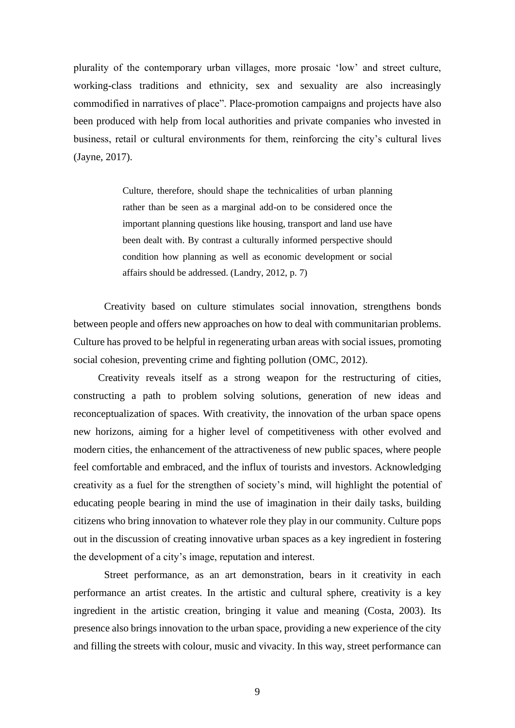plurality of the contemporary urban villages, more prosaic 'low' and street culture, working-class traditions and ethnicity, sex and sexuality are also increasingly commodified in narratives of place". Place-promotion campaigns and projects have also been produced with help from local authorities and private companies who invested in business, retail or cultural environments for them, reinforcing the city's cultural lives (Jayne, 2017).

> Culture, therefore, should shape the technicalities of urban planning rather than be seen as a marginal add-on to be considered once the important planning questions like housing, transport and land use have been dealt with. By contrast a culturally informed perspective should condition how planning as well as economic development or social affairs should be addressed. (Landry, 2012, p. 7)

Creativity based on culture stimulates social innovation, strengthens bonds between people and offers new approaches on how to deal with communitarian problems. Culture has proved to be helpful in regenerating urban areas with social issues, promoting social cohesion, preventing crime and fighting pollution (OMC, 2012).

Creativity reveals itself as a strong weapon for the restructuring of cities, constructing a path to problem solving solutions, generation of new ideas and reconceptualization of spaces. With creativity, the innovation of the urban space opens new horizons, aiming for a higher level of competitiveness with other evolved and modern cities, the enhancement of the attractiveness of new public spaces, where people feel comfortable and embraced, and the influx of tourists and investors. Acknowledging creativity as a fuel for the strengthen of society's mind, will highlight the potential of educating people bearing in mind the use of imagination in their daily tasks, building citizens who bring innovation to whatever role they play in our community. Culture pops out in the discussion of creating innovative urban spaces as a key ingredient in fostering the development of a city's image, reputation and interest.

Street performance, as an art demonstration, bears in it creativity in each performance an artist creates. In the artistic and cultural sphere, creativity is a key ingredient in the artistic creation, bringing it value and meaning (Costa, 2003). Its presence also brings innovation to the urban space, providing a new experience of the city and filling the streets with colour, music and vivacity. In this way, street performance can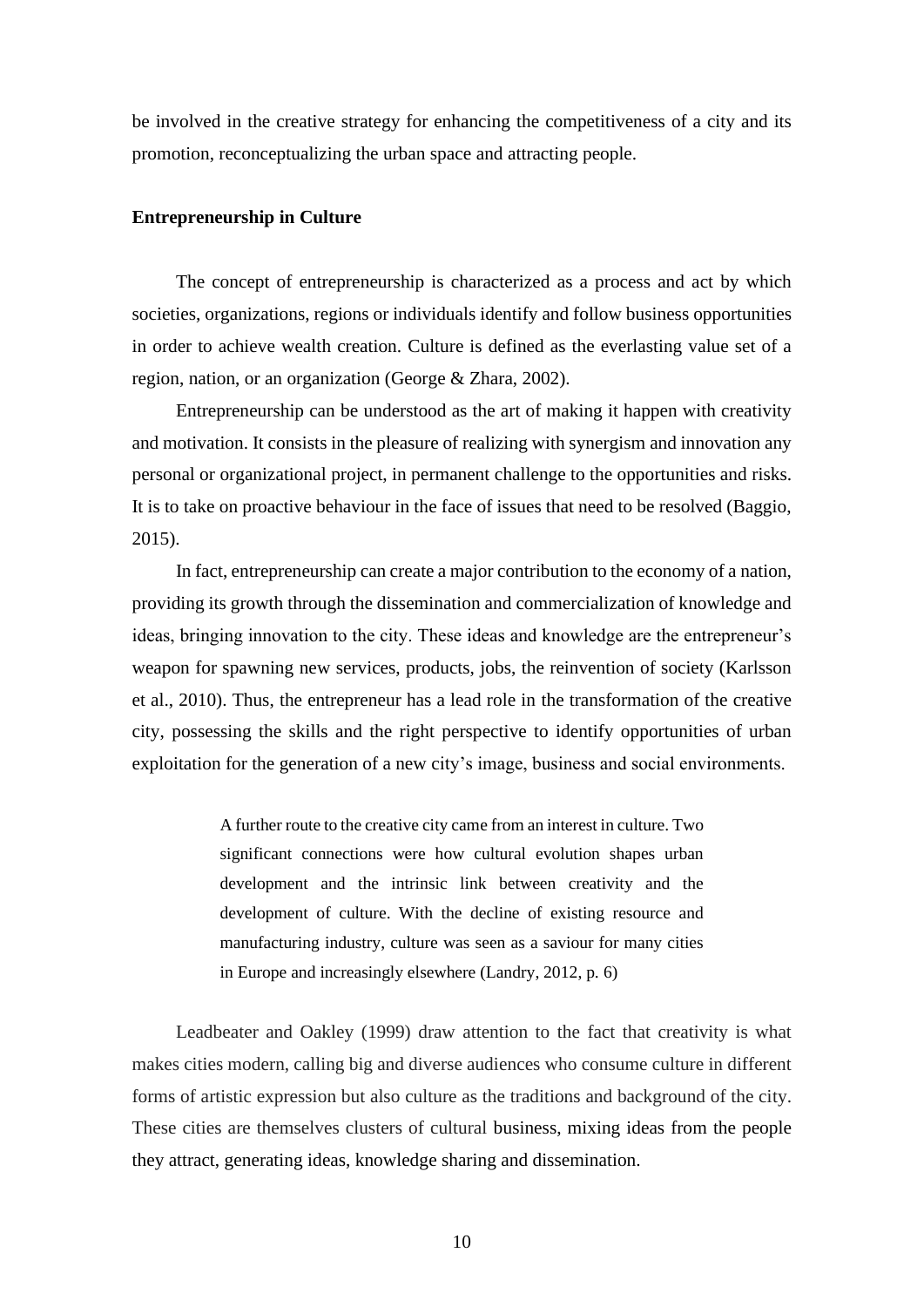be involved in the creative strategy for enhancing the competitiveness of a city and its promotion, reconceptualizing the urban space and attracting people.

**Entrepreneurship in Culture**

The concept of entrepreneurship is characterized as a process and act by which societies, organizations, regions or individuals identify and follow business opportunities in order to achieve wealth creation. Culture is defined as the everlasting value set of a region, nation, or an organization (George & Zhara, 2002).

Entrepreneurship can be understood as the art of making it happen with creativity and motivation. It consists in the pleasure of realizing with synergism and innovation any personal or organizational project, in permanent challenge to the opportunities and risks. It is to take on proactive behaviour in the face of issues that need to be resolved (Baggio, 2015).

In fact, entrepreneurship can create a major contribution to the economy of a nation, providing its growth through the dissemination and commercialization of knowledge and ideas, bringing innovation to the city. These ideas and knowledge are the entrepreneur's weapon for spawning new services, products, jobs, the reinvention of society (Karlsson et al., 2010). Thus, the entrepreneur has a lead role in the transformation of the creative city, possessing the skills and the right perspective to identify opportunities of urban exploitation for the generation of a new city's image, business and social environments.

> A further route to the creative city came from an interest in culture. Two significant connections were how cultural evolution shapes urban development and the intrinsic link between creativity and the development of culture. With the decline of existing resource and manufacturing industry, culture was seen as a saviour for many cities in Europe and increasingly elsewhere (Landry, 2012, p. 6)

Leadbeater and Oakley (1999) draw attention to the fact that creativity is what makes cities modern, calling big and diverse audiences who consume culture in different forms of artistic expression but also culture as the traditions and background of the city. These cities are themselves clusters of cultural business, mixing ideas from the people they attract, generating ideas, knowledge sharing and dissemination.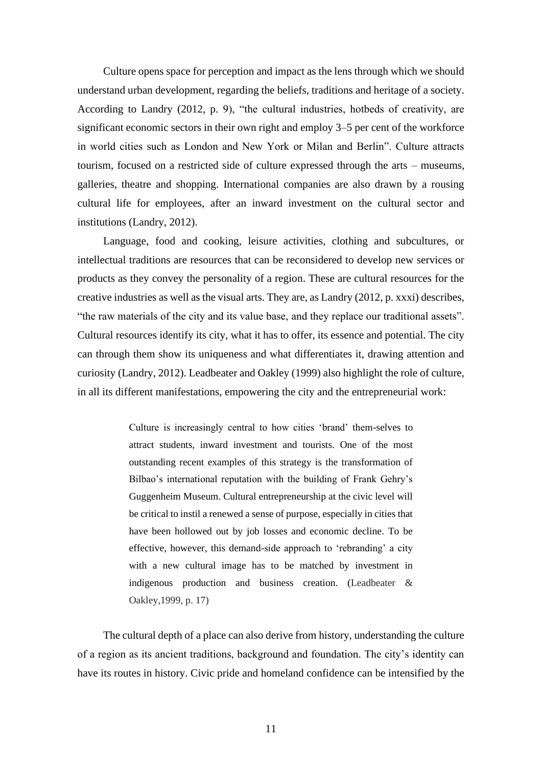Culture opens space for perception and impact as the lens through which we should understand urban development, regarding the beliefs, traditions and heritage of a society. According to Landry (2012, p. 9), "the cultural industries, hotbeds of creativity, are significant economic sectors in their own right and employ 3–5 per cent of the workforce in world cities such as London and New York or Milan and Berlin". Culture attracts tourism, focused on a restricted side of culture expressed through the arts – museums, galleries, theatre and shopping. International companies are also drawn by a rousing cultural life for employees, after an inward investment on the cultural sector and institutions (Landry, 2012).

Language, food and cooking, leisure activities, clothing and subcultures, or intellectual traditions are resources that can be reconsidered to develop new services or products as they convey the personality of a region. These are cultural resources for the creative industries as well as the visual arts. They are, as Landry (2012, p. xxxi) describes, "the raw materials of the city and its value base, and they replace our traditional assets". Cultural resources identify its city, what it has to offer, its essence and potential. The city can through them show its uniqueness and what differentiates it, drawing attention and curiosity (Landry, 2012). Leadbeater and Oakley (1999) also highlight the role of culture, in all its different manifestations, empowering the city and the entrepreneurial work:

> Culture is increasingly central to how cities 'brand' them-selves to attract students, inward investment and tourists. One of the most outstanding recent examples of this strategy is the transformation of Bilbao's international reputation with the building of Frank Gehry's Guggenheim Museum. Cultural entrepreneurship at the civic level will be critical to instil a renewed a sense of purpose, especially in cities that have been hollowed out by job losses and economic decline. To be effective, however, this demand-side approach to 'rebranding' a city with a new cultural image has to be matched by investment in indigenous production and business creation. (Leadbeater & Oakley,1999, p. 17)

The cultural depth of a place can also derive from history, understanding the culture of a region as its ancient traditions, background and foundation. The city's identity can have its routes in history. Civic pride and homeland confidence can be intensified by the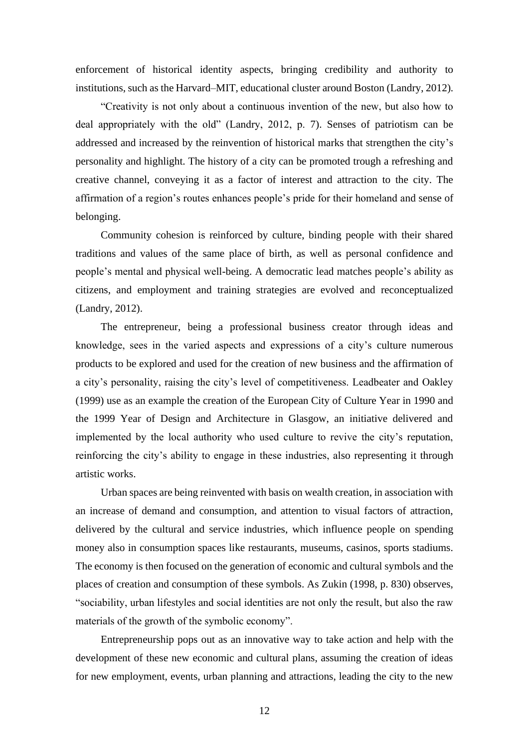enforcement of historical identity aspects, bringing credibility and authority to institutions, such as the Harvard–MIT, educational cluster around Boston (Landry, 2012).

"Creativity is not only about a continuous invention of the new, but also how to deal appropriately with the old" (Landry, 2012, p. 7). Senses of patriotism can be addressed and increased by the reinvention of historical marks that strengthen the city's personality and highlight. The history of a city can be promoted trough a refreshing and creative channel, conveying it as a factor of interest and attraction to the city. The affirmation of a region's routes enhances people's pride for their homeland and sense of belonging.

Community cohesion is reinforced by culture, binding people with their shared traditions and values of the same place of birth, as well as personal confidence and people's mental and physical well-being. A democratic lead matches people's ability as citizens, and employment and training strategies are evolved and reconceptualized (Landry, 2012).

The entrepreneur, being a professional business creator through ideas and knowledge, sees in the varied aspects and expressions of a city's culture numerous products to be explored and used for the creation of new business and the affirmation of a city's personality, raising the city's level of competitiveness. Leadbeater and Oakley (1999) use as an example the creation of the European City of Culture Year in 1990 and the 1999 Year of Design and Architecture in Glasgow, an initiative delivered and implemented by the local authority who used culture to revive the city's reputation, reinforcing the city's ability to engage in these industries, also representing it through artistic works.

Urban spaces are being reinvented with basis on wealth creation, in association with an increase of demand and consumption, and attention to visual factors of attraction, delivered by the cultural and service industries, which influence people on spending money also in consumption spaces like restaurants, museums, casinos, sports stadiums. The economy is then focused on the generation of economic and cultural symbols and the places of creation and consumption of these symbols. As Zukin (1998, p. 830) observes, "sociability, urban lifestyles and social identities are not only the result, but also the raw materials of the growth of the symbolic economy".

Entrepreneurship pops out as an innovative way to take action and help with the development of these new economic and cultural plans, assuming the creation of ideas for new employment, events, urban planning and attractions, leading the city to the new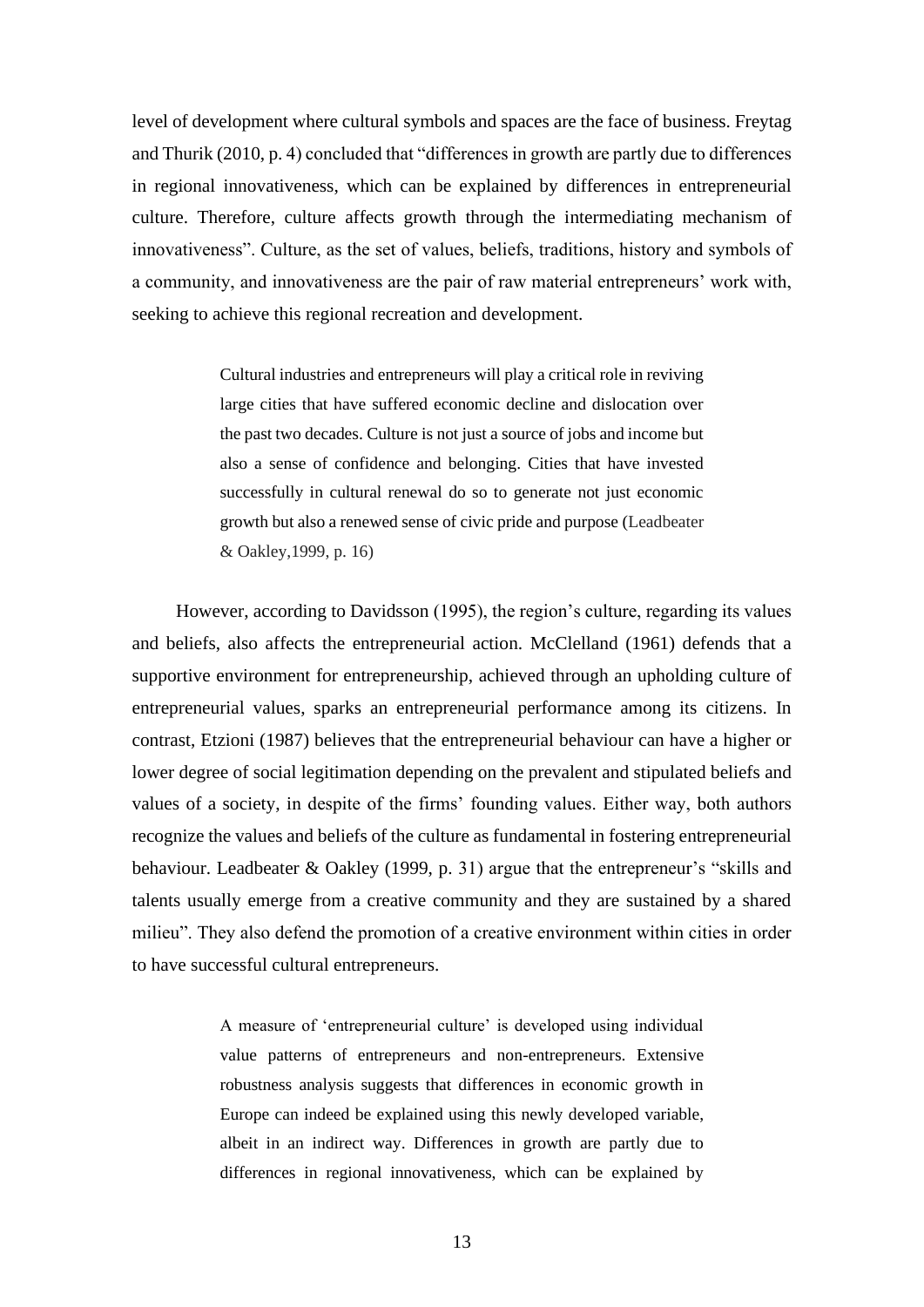level of development where cultural symbols and spaces are the face of business. Freytag and Thurik (2010, p. 4) concluded that "differences in growth are partly due to differences in regional innovativeness, which can be explained by differences in entrepreneurial culture. Therefore, culture affects growth through the intermediating mechanism of innovativeness". Culture, as the set of values, beliefs, traditions, history and symbols of a community, and innovativeness are the pair of raw material entrepreneurs' work with, seeking to achieve this regional recreation and development.

> Cultural industries and entrepreneurs will play a critical role in reviving large cities that have suffered economic decline and dislocation over the past two decades. Culture is not just a source of jobs and income but also a sense of confidence and belonging. Cities that have invested successfully in cultural renewal do so to generate not just economic growth but also a renewed sense of civic pride and purpose (Leadbeater & Oakley,1999, p. 16)

However, according to Davidsson (1995), the region's culture, regarding its values and beliefs, also affects the entrepreneurial action. McClelland (1961) defends that a supportive environment for entrepreneurship, achieved through an upholding culture of entrepreneurial values, sparks an entrepreneurial performance among its citizens. In contrast, Etzioni (1987) believes that the entrepreneurial behaviour can have a higher or lower degree of social legitimation depending on the prevalent and stipulated beliefs and values of a society, in despite of the firms' founding values. Either way, both authors recognize the values and beliefs of the culture as fundamental in fostering entrepreneurial behaviour. Leadbeater & Oakley (1999, p. 31) argue that the entrepreneur's "skills and talents usually emerge from a creative community and they are sustained by a shared milieu". They also defend the promotion of a creative environment within cities in order to have successful cultural entrepreneurs.

> A measure of 'entrepreneurial culture' is developed using individual value patterns of entrepreneurs and non-entrepreneurs. Extensive robustness analysis suggests that differences in economic growth in Europe can indeed be explained using this newly developed variable, albeit in an indirect way. Differences in growth are partly due to differences in regional innovativeness, which can be explained by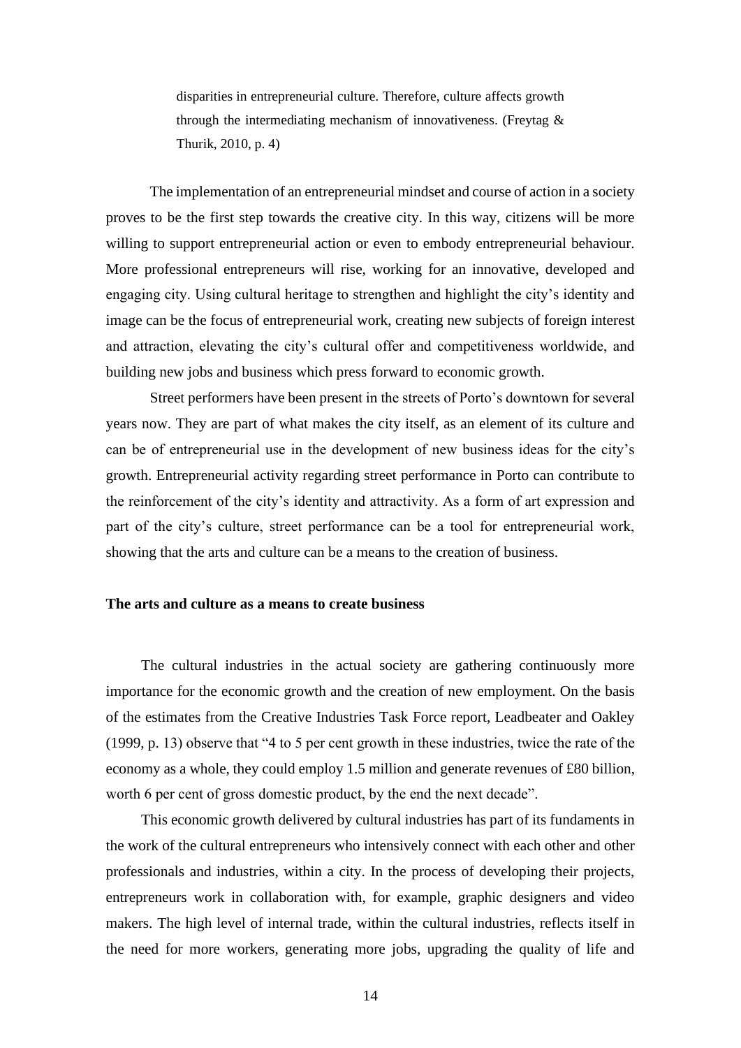> disparities in entrepreneurial culture. Therefore, culture affects growth through the intermediating mechanism of innovativeness. (Freytag & Thurik, 2010, p. 4)

The implementation of an entrepreneurial mindset and course of action in a society proves to be the first step towards the creative city. In this way, citizens will be more willing to support entrepreneurial action or even to embody entrepreneurial behaviour. More professional entrepreneurs will rise, working for an innovative, developed and engaging city. Using cultural heritage to strengthen and highlight the city's identity and image can be the focus of entrepreneurial work, creating new subjects of foreign interest and attraction, elevating the city's cultural offer and competitiveness worldwide, and building new jobs and business which press forward to economic growth.

Street performers have been present in the streets of Porto's downtown for several years now. They are part of what makes the city itself, as an element of its culture and can be of entrepreneurial use in the development of new business ideas for the city's growth. Entrepreneurial activity regarding street performance in Porto can contribute to the reinforcement of the city's identity and attractivity. As a form of art expression and part of the city's culture, street performance can be a tool for entrepreneurial work, showing that the arts and culture can be a means to the creation of business.

**The arts and culture as a means to create business**

The cultural industries in the actual society are gathering continuously more importance for the economic growth and the creation of new employment. On the basis of the estimates from the Creative Industries Task Force report, Leadbeater and Oakley (1999, p. 13) observe that "4 to 5 per cent growth in these industries, twice the rate of the economy as a whole, they could employ 1.5 million and generate revenues of £80 billion, worth 6 per cent of gross domestic product, by the end the next decade".

This economic growth delivered by cultural industries has part of its fundaments in the work of the cultural entrepreneurs who intensively connect with each other and other professionals and industries, within a city. In the process of developing their projects, entrepreneurs work in collaboration with, for example, graphic designers and video makers. The high level of internal trade, within the cultural industries, reflects itself in the need for more workers, generating more jobs, upgrading the quality of life and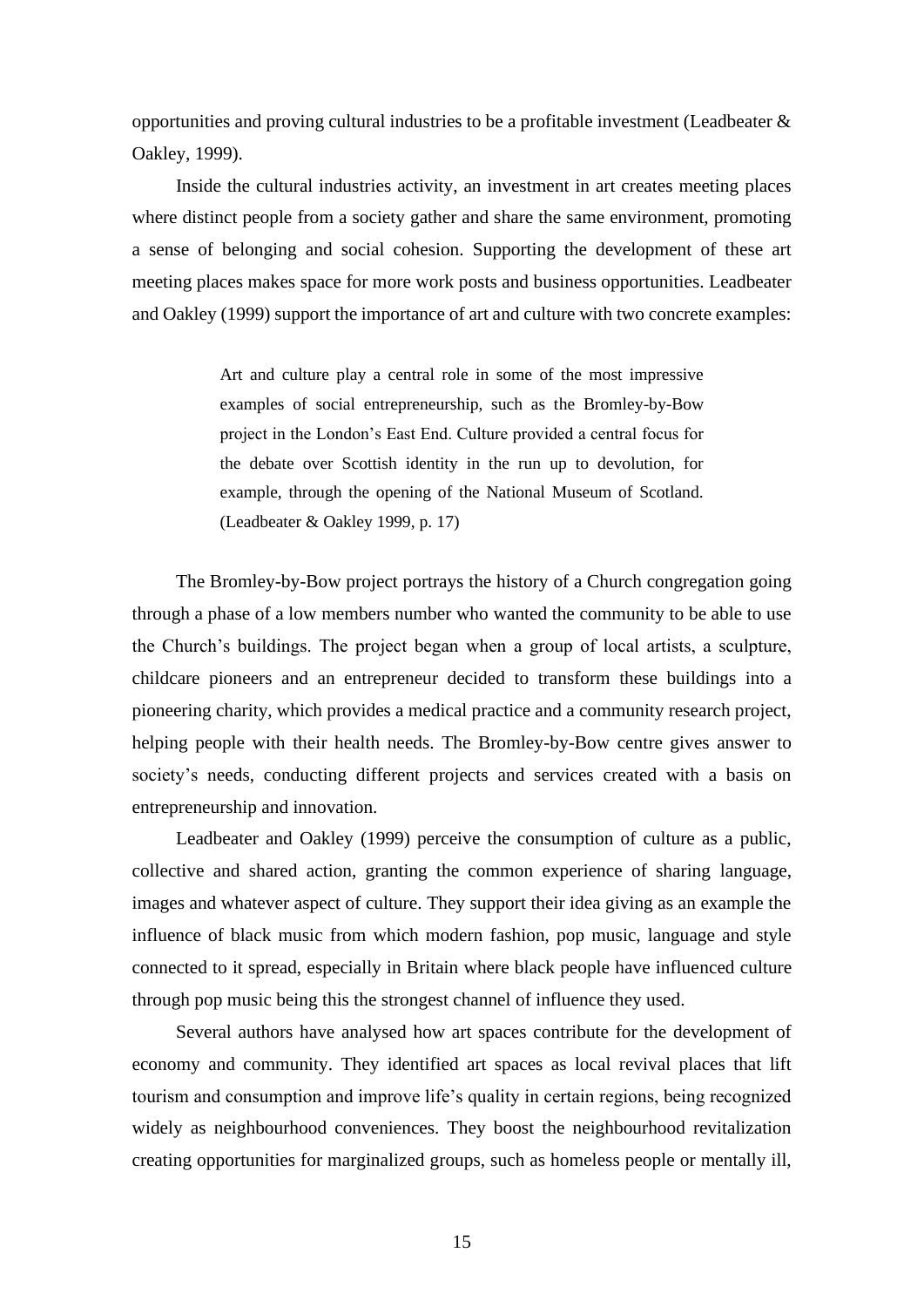opportunities and proving cultural industries to be a profitable investment (Leadbeater & Oakley, 1999).

Inside the cultural industries activity, an investment in art creates meeting places where distinct people from a society gather and share the same environment, promoting a sense of belonging and social cohesion. Supporting the development of these art meeting places makes space for more work posts and business opportunities. Leadbeater and Oakley (1999) support the importance of art and culture with two concrete examples:

> Art and culture play a central role in some of the most impressive examples of social entrepreneurship, such as the Bromley-by-Bow project in the London's East End. Culture provided a central focus for the debate over Scottish identity in the run up to devolution, for example, through the opening of the National Museum of Scotland. (Leadbeater & Oakley 1999, p. 17)

The Bromley-by-Bow project portrays the history of a Church congregation going through a phase of a low members number who wanted the community to be able to use the Church's buildings. The project began when a group of local artists, a sculpture, childcare pioneers and an entrepreneur decided to transform these buildings into a pioneering charity, which provides a medical practice and a community research project, helping people with their health needs. The Bromley-by-Bow centre gives answer to society's needs, conducting different projects and services created with a basis on entrepreneurship and innovation.

Leadbeater and Oakley (1999) perceive the consumption of culture as a public, collective and shared action, granting the common experience of sharing language, images and whatever aspect of culture. They support their idea giving as an example the influence of black music from which modern fashion, pop music, language and style connected to it spread, especially in Britain where black people have influenced culture through pop music being this the strongest channel of influence they used.

Several authors have analysed how art spaces contribute for the development of economy and community. They identified art spaces as local revival places that lift tourism and consumption and improve life's quality in certain regions, being recognized widely as neighbourhood conveniences. They boost the neighbourhood revitalization creating opportunities for marginalized groups, such as homeless people or mentally ill,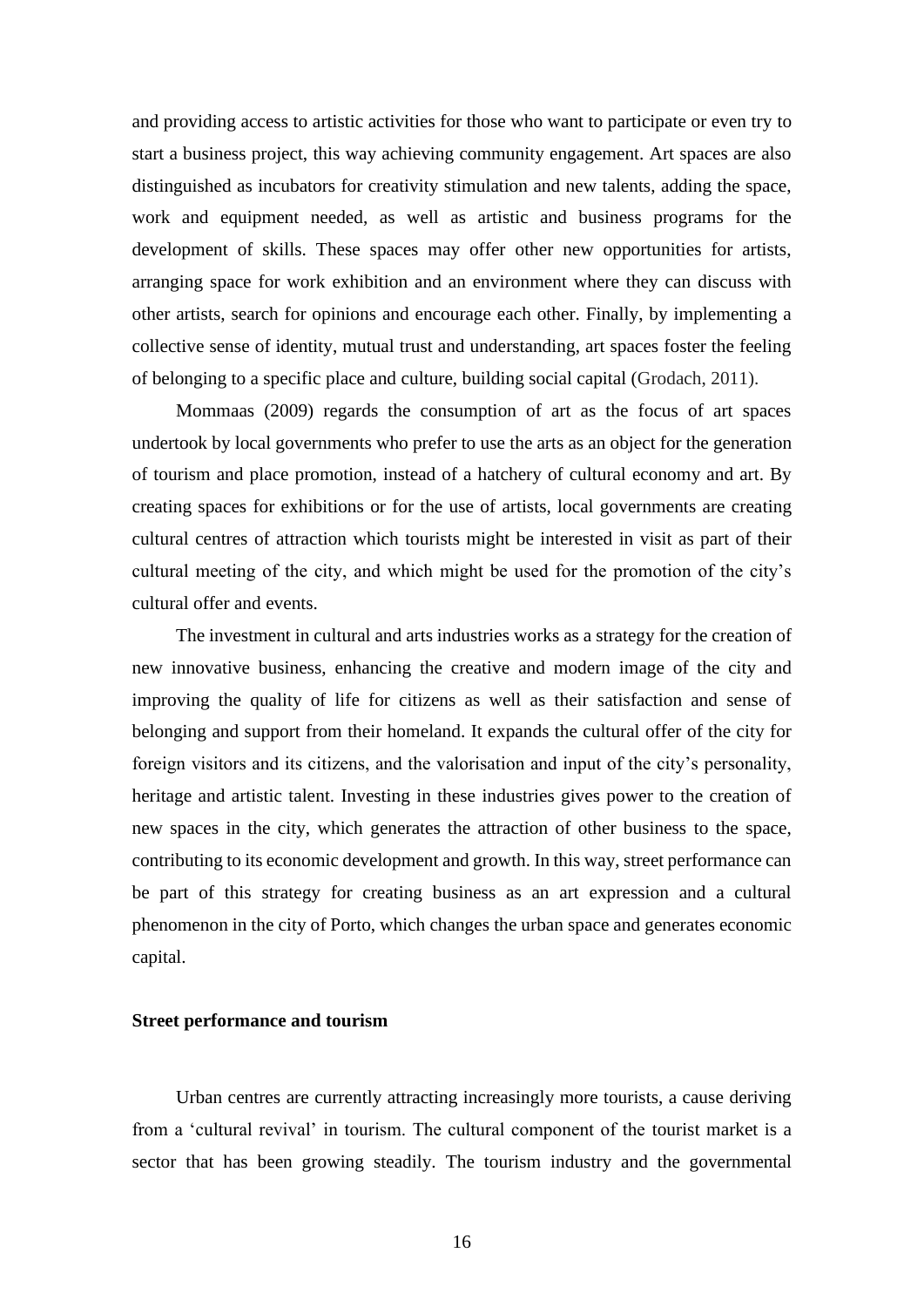and providing access to artistic activities for those who want to participate or even try to start a business project, this way achieving community engagement. Art spaces are also distinguished as incubators for creativity stimulation and new talents, adding the space, work and equipment needed, as well as artistic and business programs for the development of skills. These spaces may offer other new opportunities for artists, arranging space for work exhibition and an environment where they can discuss with other artists, search for opinions and encourage each other. Finally, by implementing a collective sense of identity, mutual trust and understanding, art spaces foster the feeling of belonging to a specific place and culture, building social capital (Grodach, 2011).

Mommaas (2009) regards the consumption of art as the focus of art spaces undertook by local governments who prefer to use the arts as an object for the generation of tourism and place promotion, instead of a hatchery of cultural economy and art. By creating spaces for exhibitions or for the use of artists, local governments are creating cultural centres of attraction which tourists might be interested in visit as part of their cultural meeting of the city, and which might be used for the promotion of the city's cultural offer and events.

The investment in cultural and arts industries works as a strategy for the creation of new innovative business, enhancing the creative and modern image of the city and improving the quality of life for citizens as well as their satisfaction and sense of belonging and support from their homeland. It expands the cultural offer of the city for foreign visitors and its citizens, and the valorisation and input of the city's personality, heritage and artistic talent. Investing in these industries gives power to the creation of new spaces in the city, which generates the attraction of other business to the space, contributing to its economic development and growth. In this way, street performance can be part of this strategy for creating business as an art expression and a cultural phenomenon in the city of Porto, which changes the urban space and generates economic capital.

**Street performance and tourism**

Urban centres are currently attracting increasingly more tourists, a cause deriving from a 'cultural revival' in tourism. The cultural component of the tourist market is a sector that has been growing steadily. The tourism industry and the governmental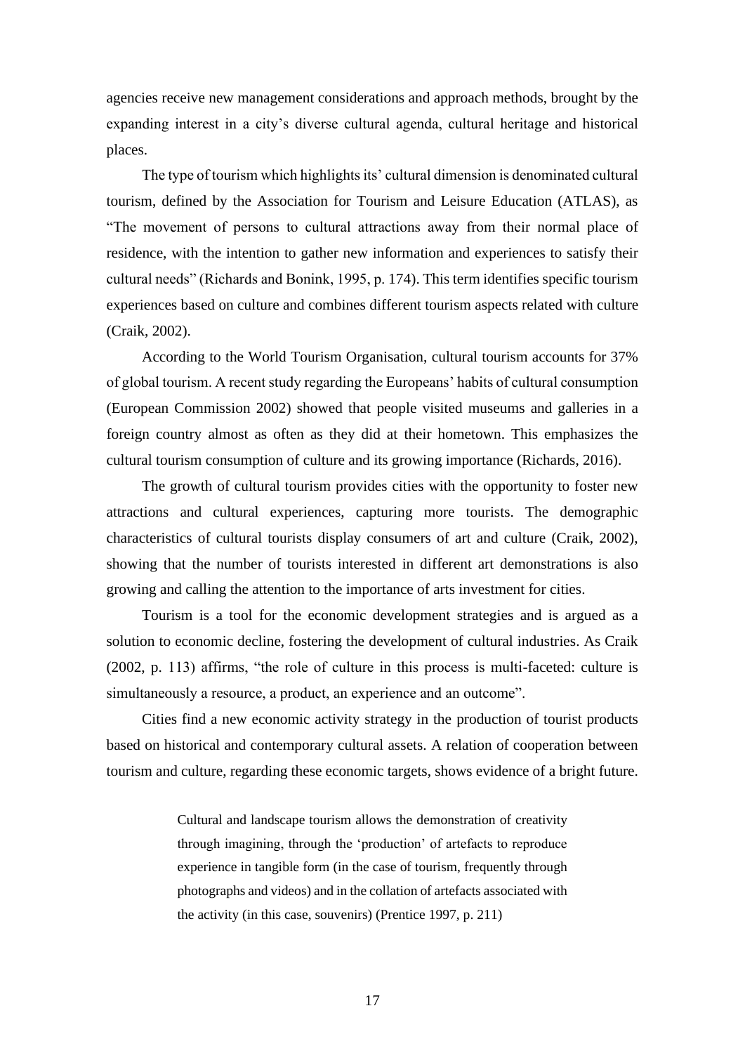agencies receive new management considerations and approach methods, brought by the expanding interest in a city's diverse cultural agenda, cultural heritage and historical places.

The type of tourism which highlights its' cultural dimension is denominated cultural tourism, defined by the Association for Tourism and Leisure Education (ATLAS), as "The movement of persons to cultural attractions away from their normal place of residence, with the intention to gather new information and experiences to satisfy their cultural needs" (Richards and Bonink, 1995, p. 174). This term identifies specific tourism experiences based on culture and combines different tourism aspects related with culture (Craik, 2002).

According to the World Tourism Organisation, cultural tourism accounts for 37% of global tourism. A recent study regarding the Europeans' habits of cultural consumption (European Commission 2002) showed that people visited museums and galleries in a foreign country almost as often as they did at their hometown. This emphasizes the cultural tourism consumption of culture and its growing importance (Richards, 2016).

The growth of cultural tourism provides cities with the opportunity to foster new attractions and cultural experiences, capturing more tourists. The demographic characteristics of cultural tourists display consumers of art and culture (Craik, 2002), showing that the number of tourists interested in different art demonstrations is also growing and calling the attention to the importance of arts investment for cities.

Tourism is a tool for the economic development strategies and is argued as a solution to economic decline, fostering the development of cultural industries. As Craik (2002, p. 113) affirms, "the role of culture in this process is multi-faceted: culture is simultaneously a resource, a product, an experience and an outcome".

Cities find a new economic activity strategy in the production of tourist products based on historical and contemporary cultural assets. A relation of cooperation between tourism and culture, regarding these economic targets, shows evidence of a bright future.

> Cultural and landscape tourism allows the demonstration of creativity through imagining, through the 'production' of artefacts to reproduce experience in tangible form (in the case of tourism, frequently through photographs and videos) and in the collation of artefacts associated with the activity (in this case, souvenirs) (Prentice 1997, p. 211)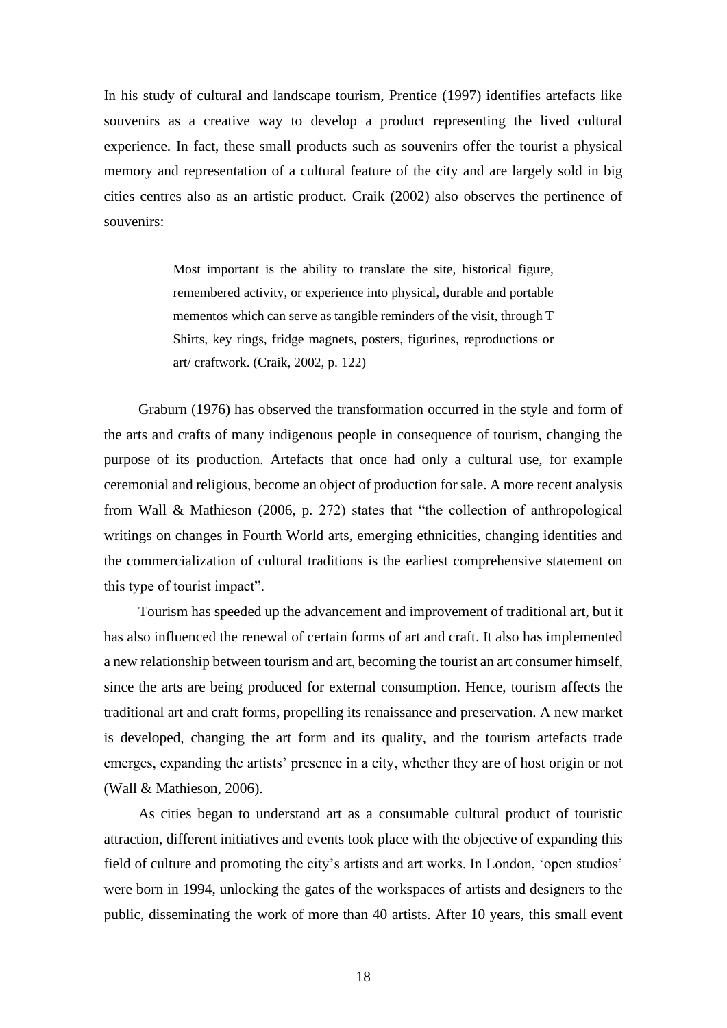In his study of cultural and landscape tourism, Prentice (1997) identifies artefacts like souvenirs as a creative way to develop a product representing the lived cultural experience. In fact, these small products such as souvenirs offer the tourist a physical memory and representation of a cultural feature of the city and are largely sold in big cities centres also as an artistic product. Craik (2002) also observes the pertinence of souvenirs:

> Most important is the ability to translate the site, historical figure, remembered activity, or experience into physical, durable and portable mementos which can serve as tangible reminders of the visit, through T Shirts, key rings, fridge magnets, posters, figurines, reproductions or art/ craftwork. (Craik, 2002, p. 122)

Graburn (1976) has observed the transformation occurred in the style and form of the arts and crafts of many indigenous people in consequence of tourism, changing the purpose of its production. Artefacts that once had only a cultural use, for example ceremonial and religious, become an object of production for sale. A more recent analysis from Wall & Mathieson (2006, p. 272) states that "the collection of anthropological writings on changes in Fourth World arts, emerging ethnicities, changing identities and the commercialization of cultural traditions is the earliest comprehensive statement on this type of tourist impact".

Tourism has speeded up the advancement and improvement of traditional art, but it has also influenced the renewal of certain forms of art and craft. It also has implemented a new relationship between tourism and art, becoming the tourist an art consumer himself, since the arts are being produced for external consumption. Hence, tourism affects the traditional art and craft forms, propelling its renaissance and preservation. A new market is developed, changing the art form and its quality, and the tourism artefacts trade emerges, expanding the artists' presence in a city, whether they are of host origin or not (Wall & Mathieson, 2006).

As cities began to understand art as a consumable cultural product of touristic attraction, different initiatives and events took place with the objective of expanding this field of culture and promoting the city's artists and art works. In London, 'open studios' were born in 1994, unlocking the gates of the workspaces of artists and designers to the public, disseminating the work of more than 40 artists. After 10 years, this small event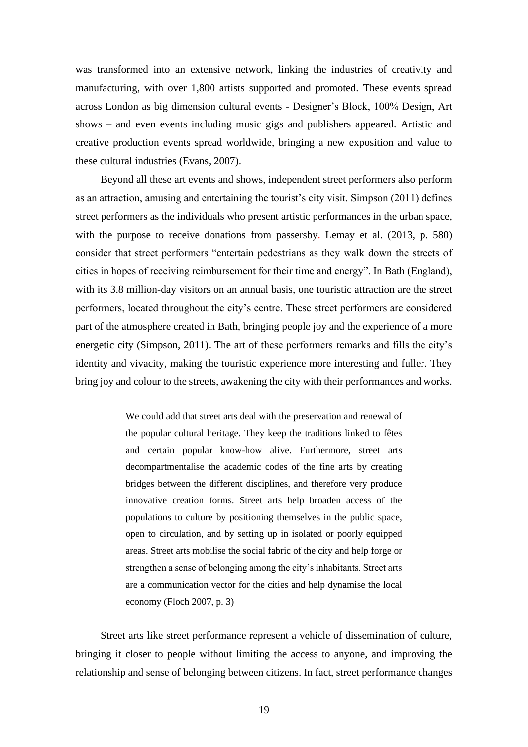was transformed into an extensive network, linking the industries of creativity and manufacturing, with over 1,800 artists supported and promoted. These events spread across London as big dimension cultural events - Designer's Block, 100% Design, Art shows – and even events including music gigs and publishers appeared. Artistic and creative production events spread worldwide, bringing a new exposition and value to these cultural industries (Evans, 2007).

Beyond all these art events and shows, independent street performers also perform as an attraction, amusing and entertaining the tourist's city visit. Simpson (2011) defines street performers as the individuals who present artistic performances in the urban space, with the purpose to receive donations from passersby. Lemay et al. (2013, p. 580) consider that street performers "entertain pedestrians as they walk down the streets of cities in hopes of receiving reimbursement for their time and energy". In Bath (England), with its 3.8 million-day visitors on an annual basis, one touristic attraction are the street performers, located throughout the city's centre. These street performers are considered part of the atmosphere created in Bath, bringing people joy and the experience of a more energetic city (Simpson, 2011). The art of these performers remarks and fills the city's identity and vivacity, making the touristic experience more interesting and fuller. They bring joy and colour to the streets, awakening the city with their performances and works.

> We could add that street arts deal with the preservation and renewal of the popular cultural heritage. They keep the traditions linked to fêtes and certain popular know-how alive. Furthermore, street arts decompartmentalise the academic codes of the fine arts by creating bridges between the different disciplines, and therefore very produce innovative creation forms. Street arts help broaden access of the populations to culture by positioning themselves in the public space, open to circulation, and by setting up in isolated or poorly equipped areas. Street arts mobilise the social fabric of the city and help forge or strengthen a sense of belonging among the city's inhabitants. Street arts are a communication vector for the cities and help dynamise the local economy (Floch 2007, p. 3)

Street arts like street performance represent a vehicle of dissemination of culture, bringing it closer to people without limiting the access to anyone, and improving the relationship and sense of belonging between citizens. In fact, street performance changes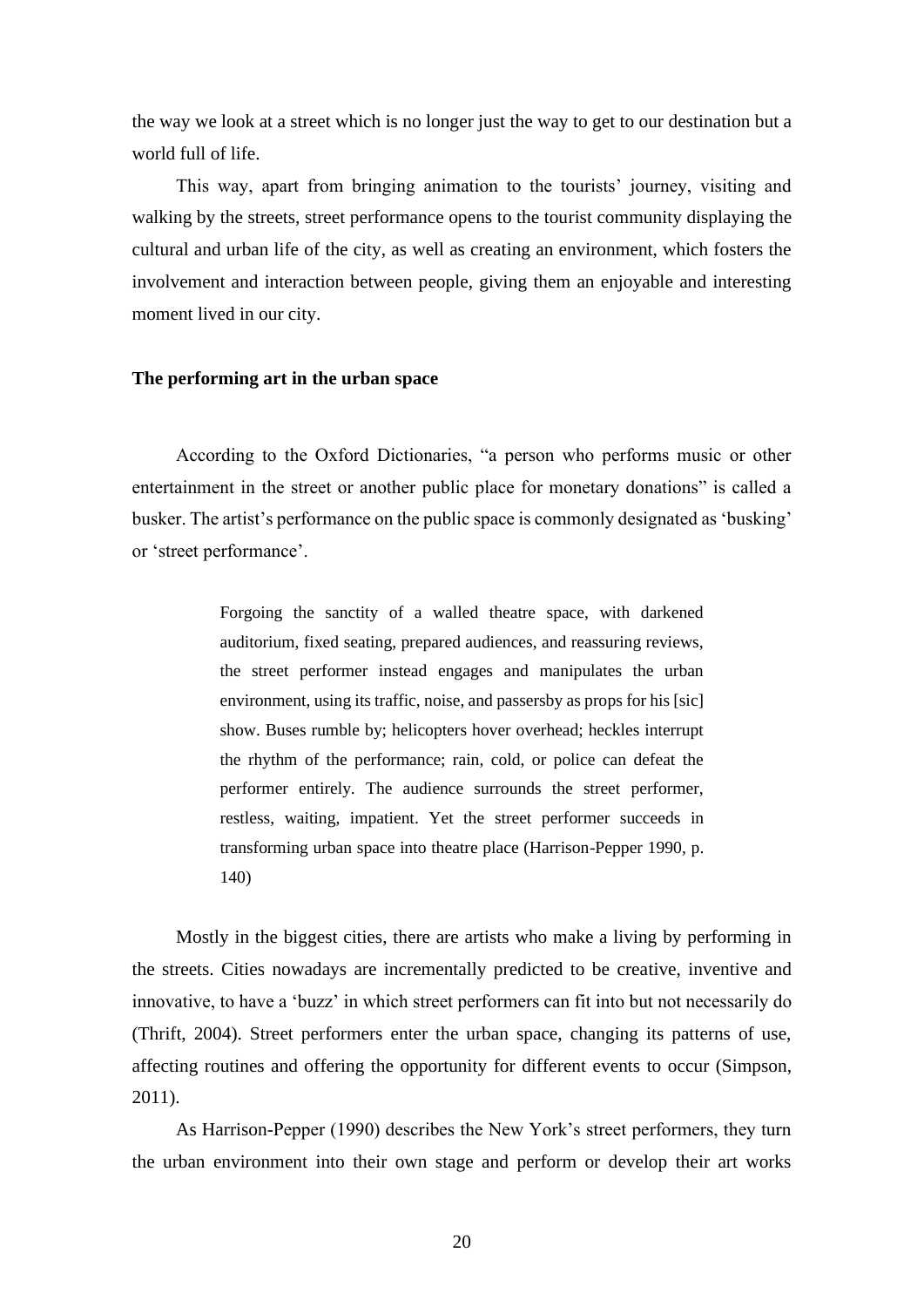the way we look at a street which is no longer just the way to get to our destination but a world full of life.

This way, apart from bringing animation to the tourists' journey, visiting and walking by the streets, street performance opens to the tourist community displaying the cultural and urban life of the city, as well as creating an environment, which fosters the involvement and interaction between people, giving them an enjoyable and interesting moment lived in our city.

**The performing art in the urban space**

According to the Oxford Dictionaries, "a person who performs music or other entertainment in the street or another public place for monetary donations" is called a busker. The artist's performance on the public space is commonly designated as 'busking' or 'street performance'.

> Forgoing the sanctity of a walled theatre space, with darkened auditorium, fixed seating, prepared audiences, and reassuring reviews, the street performer instead engages and manipulates the urban environment, using its traffic, noise, and passersby as props for his [sic] show. Buses rumble by; helicopters hover overhead; heckles interrupt the rhythm of the performance; rain, cold, or police can defeat the performer entirely. The audience surrounds the street performer, restless, waiting, impatient. Yet the street performer succeeds in transforming urban space into theatre place (Harrison-Pepper 1990, p. 140)

Mostly in the biggest cities, there are artists who make a living by performing in the streets. Cities nowadays are incrementally predicted to be creative, inventive and innovative, to have a 'buzz' in which street performers can fit into but not necessarily do (Thrift, 2004). Street performers enter the urban space, changing its patterns of use, affecting routines and offering the opportunity for different events to occur (Simpson, 2011).

As Harrison-Pepper (1990) describes the New York's street performers, they turn the urban environment into their own stage and perform or develop their art works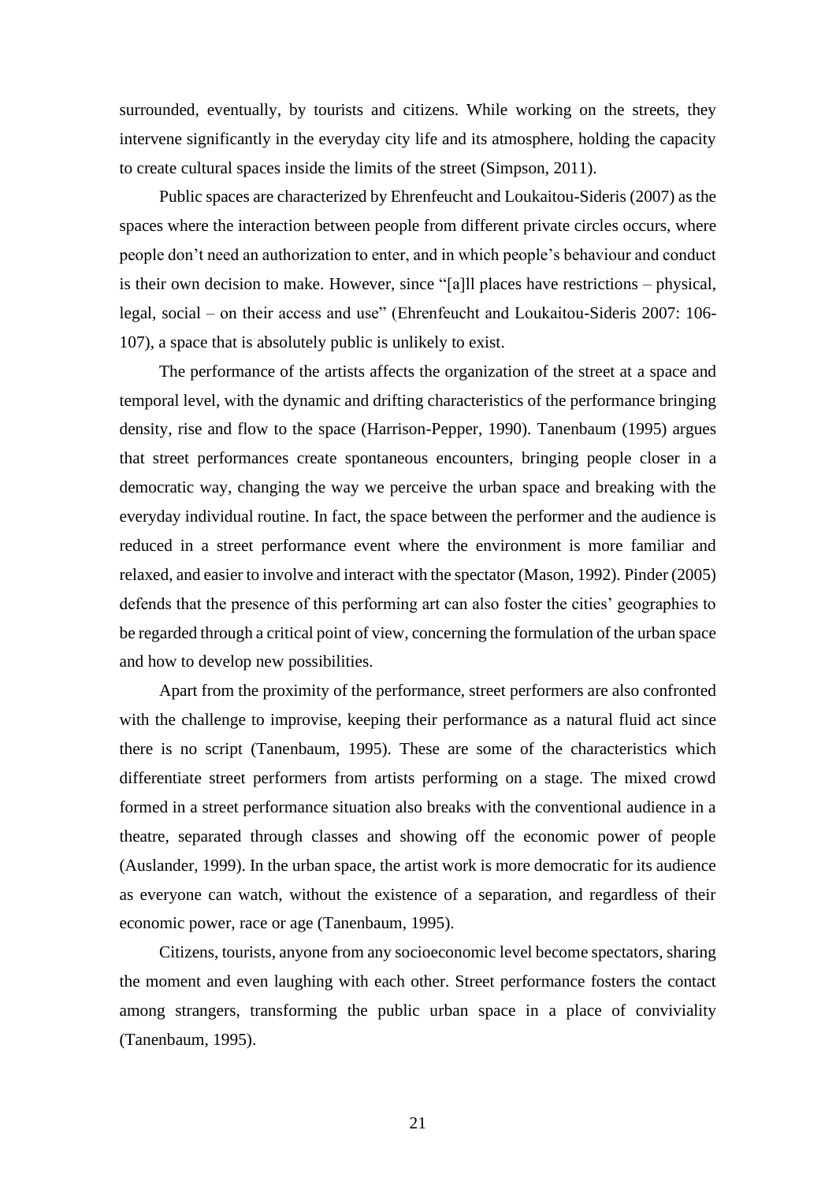surrounded, eventually, by tourists and citizens. While working on the streets, they intervene significantly in the everyday city life and its atmosphere, holding the capacity to create cultural spaces inside the limits of the street (Simpson, 2011).

Public spaces are characterized by Ehrenfeucht and Loukaitou-Sideris (2007) as the spaces where the interaction between people from different private circles occurs, where people don't need an authorization to enter, and in which people's behaviour and conduct is their own decision to make. However, since "[a]ll places have restrictions – physical, legal, social – on their access and use" (Ehrenfeucht and Loukaitou-Sideris 2007: 106-107), a space that is absolutely public is unlikely to exist.

The performance of the artists affects the organization of the street at a space and temporal level, with the dynamic and drifting characteristics of the performance bringing density, rise and flow to the space (Harrison-Pepper, 1990). Tanenbaum (1995) argues that street performances create spontaneous encounters, bringing people closer in a democratic way, changing the way we perceive the urban space and breaking with the everyday individual routine. In fact, the space between the performer and the audience is reduced in a street performance event where the environment is more familiar and relaxed, and easier to involve and interact with the spectator (Mason, 1992). Pinder (2005) defends that the presence of this performing art can also foster the cities' geographies to be regarded through a critical point of view, concerning the formulation of the urban space and how to develop new possibilities.

Apart from the proximity of the performance, street performers are also confronted with the challenge to improvise, keeping their performance as a natural fluid act since there is no script (Tanenbaum, 1995). These are some of the characteristics which differentiate street performers from artists performing on a stage. The mixed crowd formed in a street performance situation also breaks with the conventional audience in a theatre, separated through classes and showing off the economic power of people (Auslander, 1999). In the urban space, the artist work is more democratic for its audience as everyone can watch, without the existence of a separation, and regardless of their economic power, race or age (Tanenbaum, 1995).

Citizens, tourists, anyone from any socioeconomic level become spectators, sharing the moment and even laughing with each other. Street performance fosters the contact among strangers, transforming the public urban space in a place of conviviality (Tanenbaum, 1995).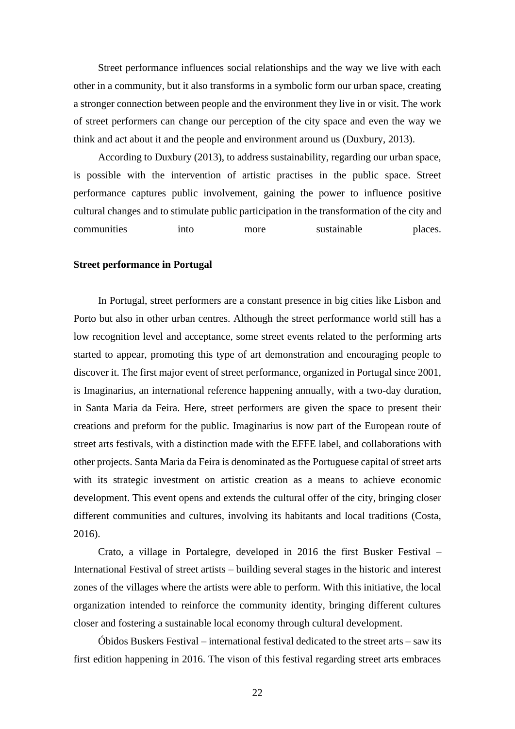Street performance influences social relationships and the way we live with each other in a community, but it also transforms in a symbolic form our urban space, creating a stronger connection between people and the environment they live in or visit. The work of street performers can change our perception of the city space and even the way we think and act about it and the people and environment around us (Duxbury, 2013).

According to Duxbury (2013), to address sustainability, regarding our urban space, is possible with the intervention of artistic practises in the public space. Street performance captures public involvement, gaining the power to influence positive cultural changes and to stimulate public participation in the transformation of the city and communities into more sustainable places.

**Street performance in Portugal**

In Portugal, street performers are a constant presence in big cities like Lisbon and Porto but also in other urban centres. Although the street performance world still has a low recognition level and acceptance, some street events related to the performing arts started to appear, promoting this type of art demonstration and encouraging people to discover it. The first major event of street performance, organized in Portugal since 2001, is Imaginarius, an international reference happening annually, with a two-day duration, in Santa Maria da Feira. Here, street performers are given the space to present their creations and preform for the public. Imaginarius is now part of the European route of street arts festivals, with a distinction made with the EFFE label, and collaborations with other projects. Santa Maria da Feira is denominated as the Portuguese capital of street arts with its strategic investment on artistic creation as a means to achieve economic development. This event opens and extends the cultural offer of the city, bringing closer different communities and cultures, involving its habitants and local traditions (Costa, 2016).

Crato, a village in Portalegre, developed in 2016 the first Busker Festival – International Festival of street artists – building several stages in the historic and interest zones of the villages where the artists were able to perform. With this initiative, the local organization intended to reinforce the community identity, bringing different cultures closer and fostering a sustainable local economy through cultural development.

Óbidos Buskers Festival – international festival dedicated to the street arts – saw its first edition happening in 2016. The vison of this festival regarding street arts embraces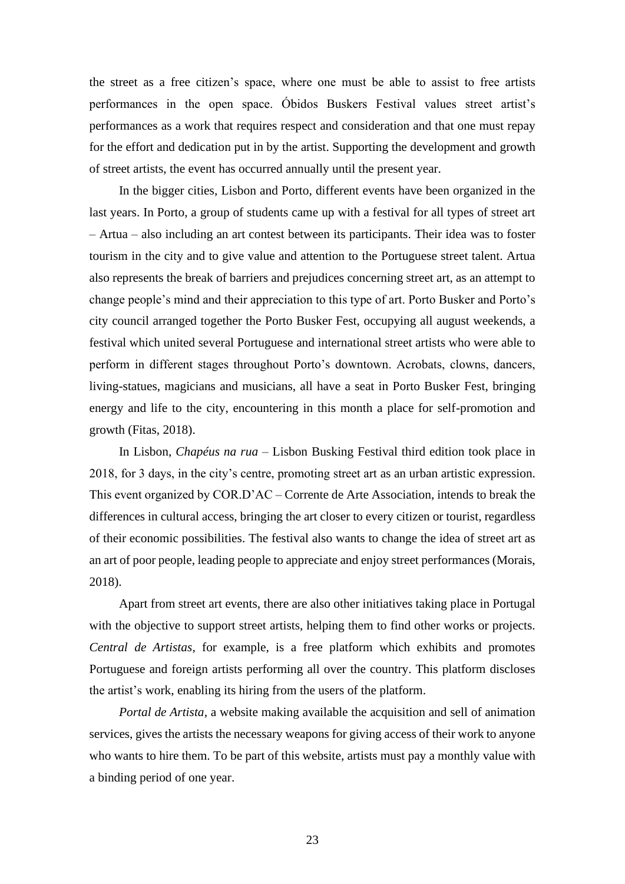the street as a free citizen's space, where one must be able to assist to free artists performances in the open space. Óbidos Buskers Festival values street artist's performances as a work that requires respect and consideration and that one must repay for the effort and dedication put in by the artist. Supporting the development and growth of street artists, the event has occurred annually until the present year.

In the bigger cities, Lisbon and Porto, different events have been organized in the last years. In Porto, a group of students came up with a festival for all types of street art – Artua – also including an art contest between its participants. Their idea was to foster tourism in the city and to give value and attention to the Portuguese street talent. Artua also represents the break of barriers and prejudices concerning street art, as an attempt to change people's mind and their appreciation to this type of art. Porto Busker and Porto's city council arranged together the Porto Busker Fest, occupying all august weekends, a festival which united several Portuguese and international street artists who were able to perform in different stages throughout Porto's downtown. Acrobats, clowns, dancers, living-statues, magicians and musicians, all have a seat in Porto Busker Fest, bringing energy and life to the city, encountering in this month a place for self-promotion and growth (Fitas, 2018).

In Lisbon, *Chapéus na rua* – Lisbon Busking Festival third edition took place in 2018, for 3 days, in the city's centre, promoting street art as an urban artistic expression. This event organized by COR.D'AC – Corrente de Arte Association, intends to break the differences in cultural access, bringing the art closer to every citizen or tourist, regardless of their economic possibilities. The festival also wants to change the idea of street art as an art of poor people, leading people to appreciate and enjoy street performances (Morais, 2018).

Apart from street art events, there are also other initiatives taking place in Portugal with the objective to support street artists, helping them to find other works or projects. *Central de Artistas*, for example, is a free platform which exhibits and promotes Portuguese and foreign artists performing all over the country. This platform discloses the artist's work, enabling its hiring from the users of the platform.

*Portal de Artista*, a website making available the acquisition and sell of animation services, gives the artists the necessary weapons for giving access of their work to anyone who wants to hire them. To be part of this website, artists must pay a monthly value with a binding period of one year.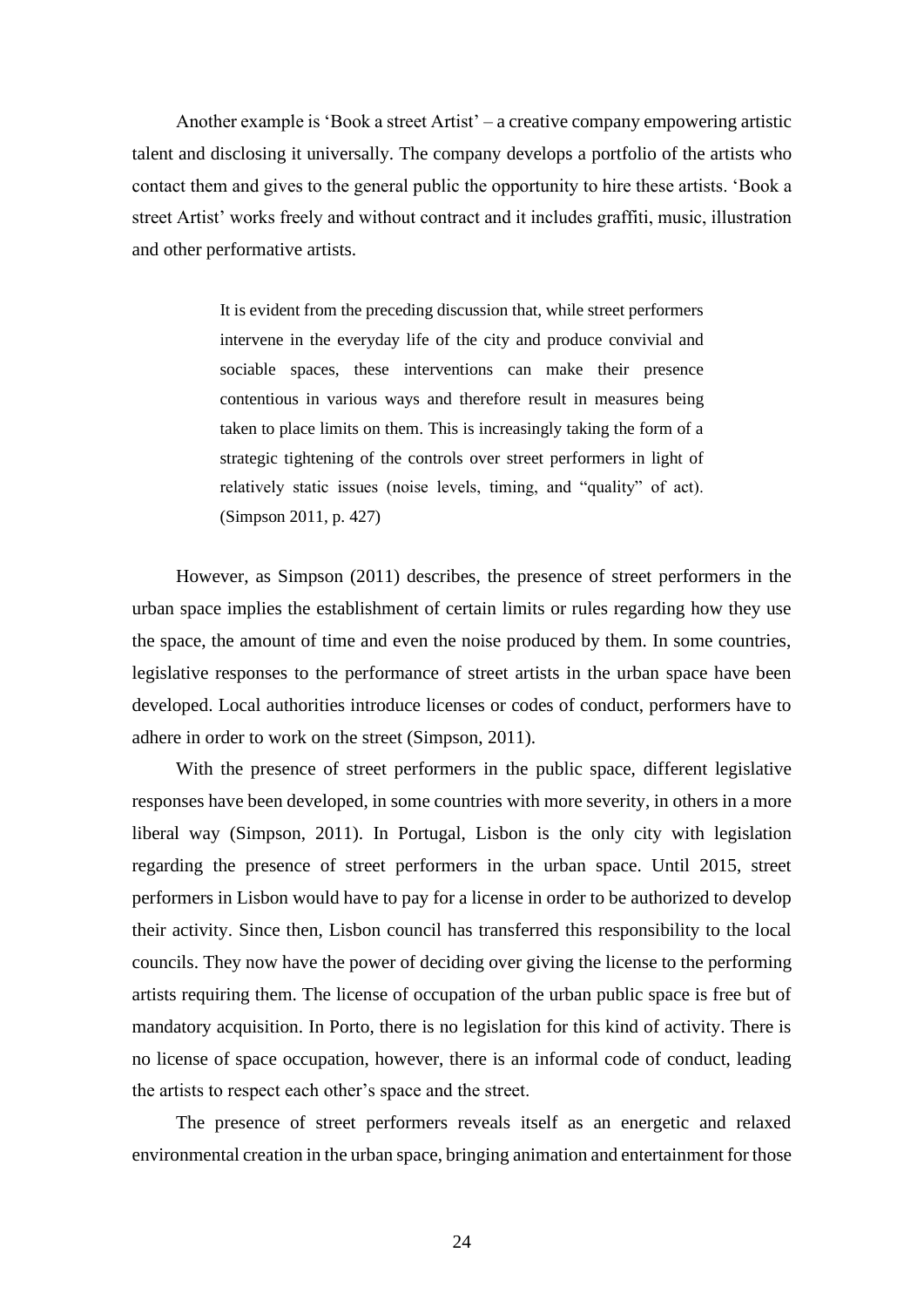Another example is 'Book a street Artist' – a creative company empowering artistic talent and disclosing it universally. The company develops a portfolio of the artists who contact them and gives to the general public the opportunity to hire these artists. 'Book a street Artist' works freely and without contract and it includes graffiti, music, illustration and other performative artists.

> It is evident from the preceding discussion that, while street performers intervene in the everyday life of the city and produce convivial and sociable spaces, these interventions can make their presence contentious in various ways and therefore result in measures being taken to place limits on them. This is increasingly taking the form of a strategic tightening of the controls over street performers in light of relatively static issues (noise levels, timing, and "quality" of act). (Simpson 2011, p. 427)

However, as Simpson (2011) describes, the presence of street performers in the urban space implies the establishment of certain limits or rules regarding how they use the space, the amount of time and even the noise produced by them. In some countries, legislative responses to the performance of street artists in the urban space have been developed. Local authorities introduce licenses or codes of conduct, performers have to adhere in order to work on the street (Simpson, 2011).

With the presence of street performers in the public space, different legislative responses have been developed, in some countries with more severity, in others in a more liberal way (Simpson, 2011). In Portugal, Lisbon is the only city with legislation regarding the presence of street performers in the urban space. Until 2015, street performers in Lisbon would have to pay for a license in order to be authorized to develop their activity. Since then, Lisbon council has transferred this responsibility to the local councils. They now have the power of deciding over giving the license to the performing artists requiring them. The license of occupation of the urban public space is free but of mandatory acquisition. In Porto, there is no legislation for this kind of activity. There is no license of space occupation, however, there is an informal code of conduct, leading the artists to respect each other's space and the street.

The presence of street performers reveals itself as an energetic and relaxed environmental creation in the urban space, bringing animation and entertainment for those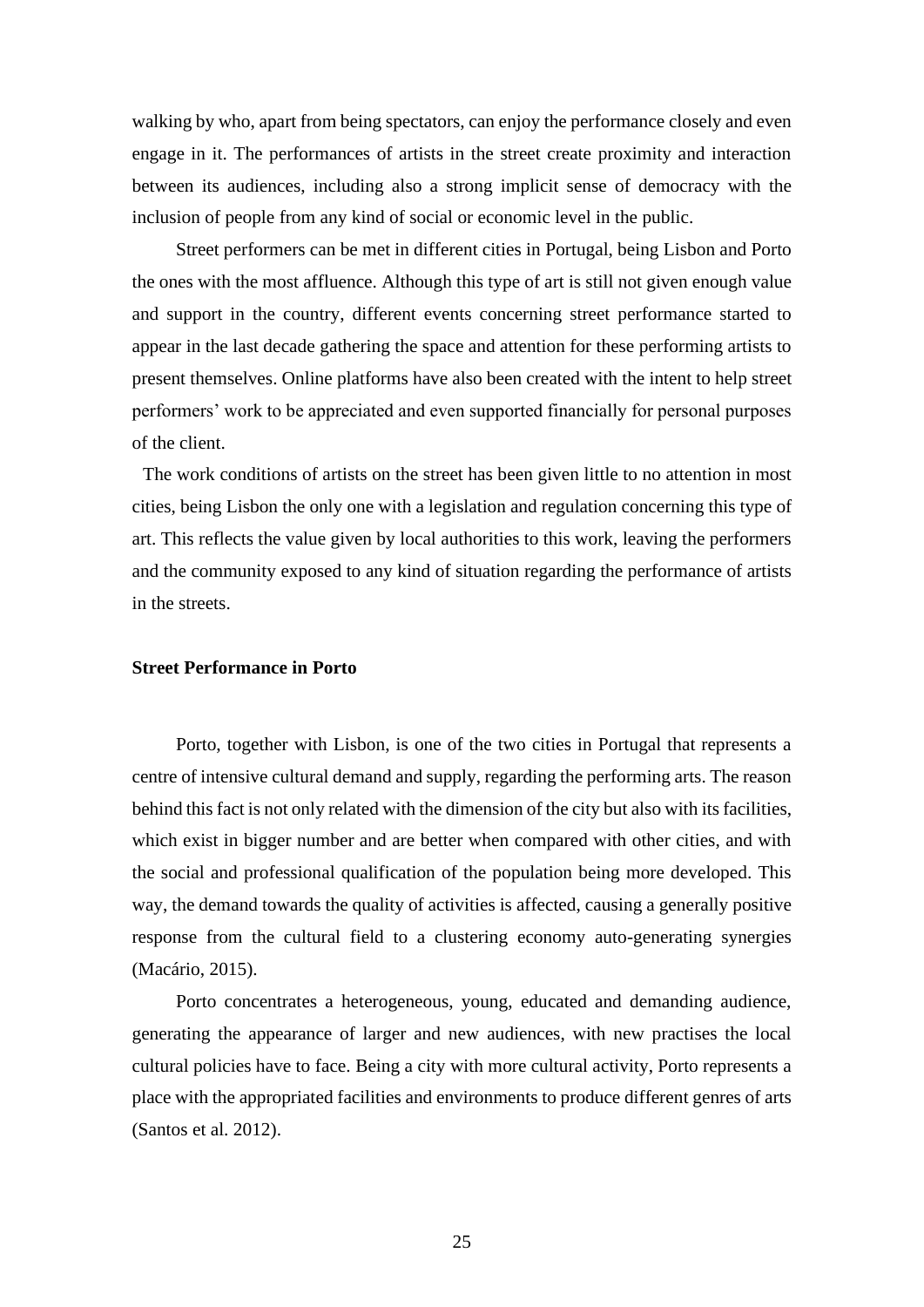walking by who, apart from being spectators, can enjoy the performance closely and even engage in it. The performances of artists in the street create proximity and interaction between its audiences, including also a strong implicit sense of democracy with the inclusion of people from any kind of social or economic level in the public.

Street performers can be met in different cities in Portugal, being Lisbon and Porto the ones with the most affluence. Although this type of art is still not given enough value and support in the country, different events concerning street performance started to appear in the last decade gathering the space and attention for these performing artists to present themselves. Online platforms have also been created with the intent to help street performers' work to be appreciated and even supported financially for personal purposes of the client.

The work conditions of artists on the street has been given little to no attention in most cities, being Lisbon the only one with a legislation and regulation concerning this type of art. This reflects the value given by local authorities to this work, leaving the performers and the community exposed to any kind of situation regarding the performance of artists in the streets.

**Street Performance in Porto**

Porto, together with Lisbon, is one of the two cities in Portugal that represents a centre of intensive cultural demand and supply, regarding the performing arts. The reason behind this fact is not only related with the dimension of the city but also with its facilities, which exist in bigger number and are better when compared with other cities, and with the social and professional qualification of the population being more developed. This way, the demand towards the quality of activities is affected, causing a generally positive response from the cultural field to a clustering economy auto-generating synergies (Macário, 2015).

Porto concentrates a heterogeneous, young, educated and demanding audience, generating the appearance of larger and new audiences, with new practises the local cultural policies have to face. Being a city with more cultural activity, Porto represents a place with the appropriated facilities and environments to produce different genres of arts (Santos et al. 2012).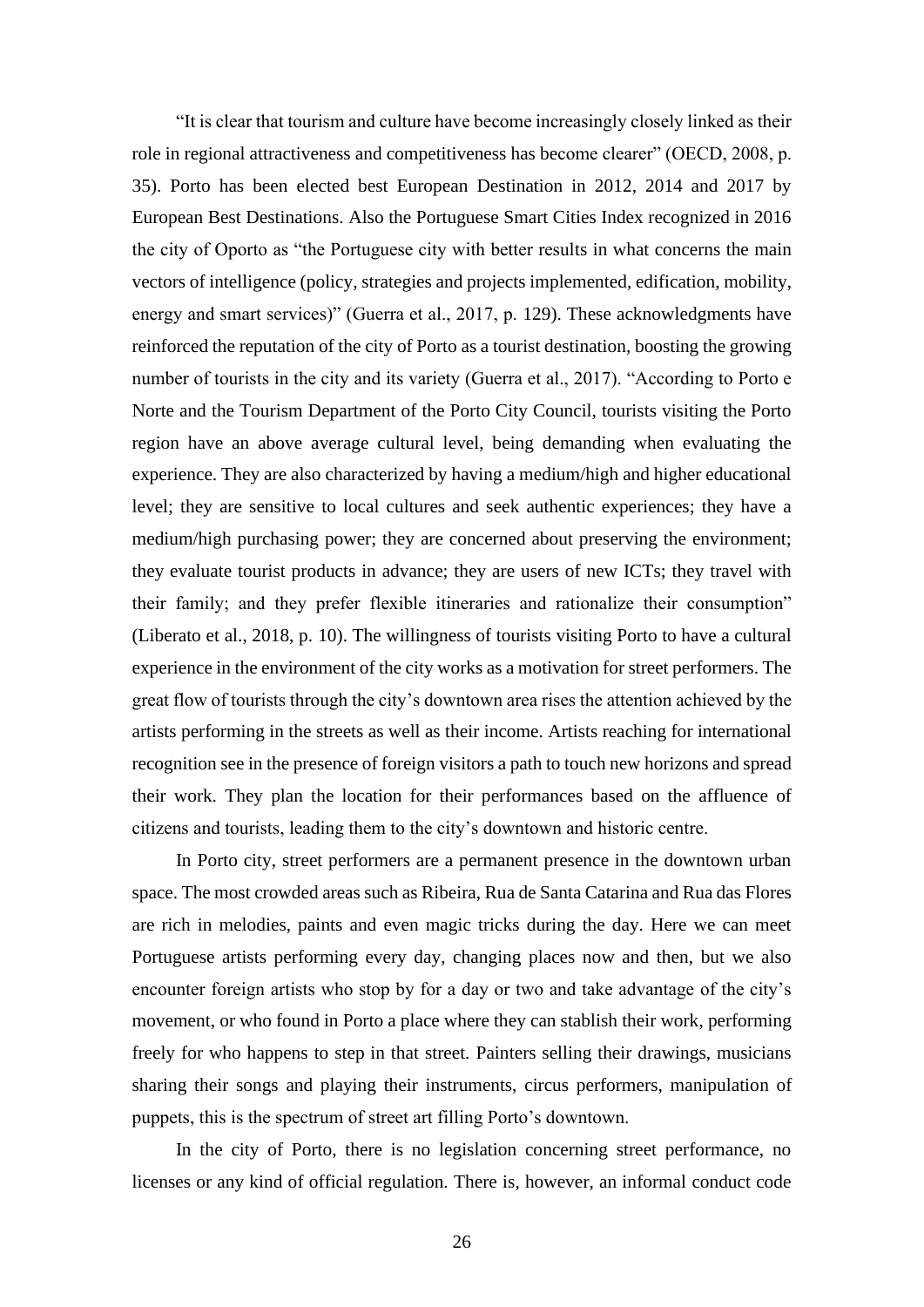"It is clear that tourism and culture have become increasingly closely linked as their role in regional attractiveness and competitiveness has become clearer" (OECD, 2008, p. 35). Porto has been elected best European Destination in 2012, 2014 and 2017 by European Best Destinations. Also the Portuguese Smart Cities Index recognized in 2016 the city of Oporto as "the Portuguese city with better results in what concerns the main vectors of intelligence (policy, strategies and projects implemented, edification, mobility, energy and smart services)" (Guerra et al., 2017, p. 129). These acknowledgments have reinforced the reputation of the city of Porto as a tourist destination, boosting the growing number of tourists in the city and its variety (Guerra et al., 2017). "According to Porto e Norte and the Tourism Department of the Porto City Council, tourists visiting the Porto region have an above average cultural level, being demanding when evaluating the experience. They are also characterized by having a medium/high and higher educational level; they are sensitive to local cultures and seek authentic experiences; they have a medium/high purchasing power; they are concerned about preserving the environment; they evaluate tourist products in advance; they are users of new ICTs; they travel with their family; and they prefer flexible itineraries and rationalize their consumption" (Liberato et al., 2018, p. 10). The willingness of tourists visiting Porto to have a cultural experience in the environment of the city works as a motivation for street performers. The great flow of tourists through the city's downtown area rises the attention achieved by the artists performing in the streets as well as their income. Artists reaching for international recognition see in the presence of foreign visitors a path to touch new horizons and spread their work. They plan the location for their performances based on the affluence of citizens and tourists, leading them to the city's downtown and historic centre.

In Porto city, street performers are a permanent presence in the downtown urban space. The most crowded areas such as Ribeira, Rua de Santa Catarina and Rua das Flores are rich in melodies, paints and even magic tricks during the day. Here we can meet Portuguese artists performing every day, changing places now and then, but we also encounter foreign artists who stop by for a day or two and take advantage of the city's movement, or who found in Porto a place where they can stablish their work, performing freely for who happens to step in that street. Painters selling their drawings, musicians sharing their songs and playing their instruments, circus performers, manipulation of puppets, this is the spectrum of street art filling Porto's downtown.

In the city of Porto, there is no legislation concerning street performance, no licenses or any kind of official regulation. There is, however, an informal conduct code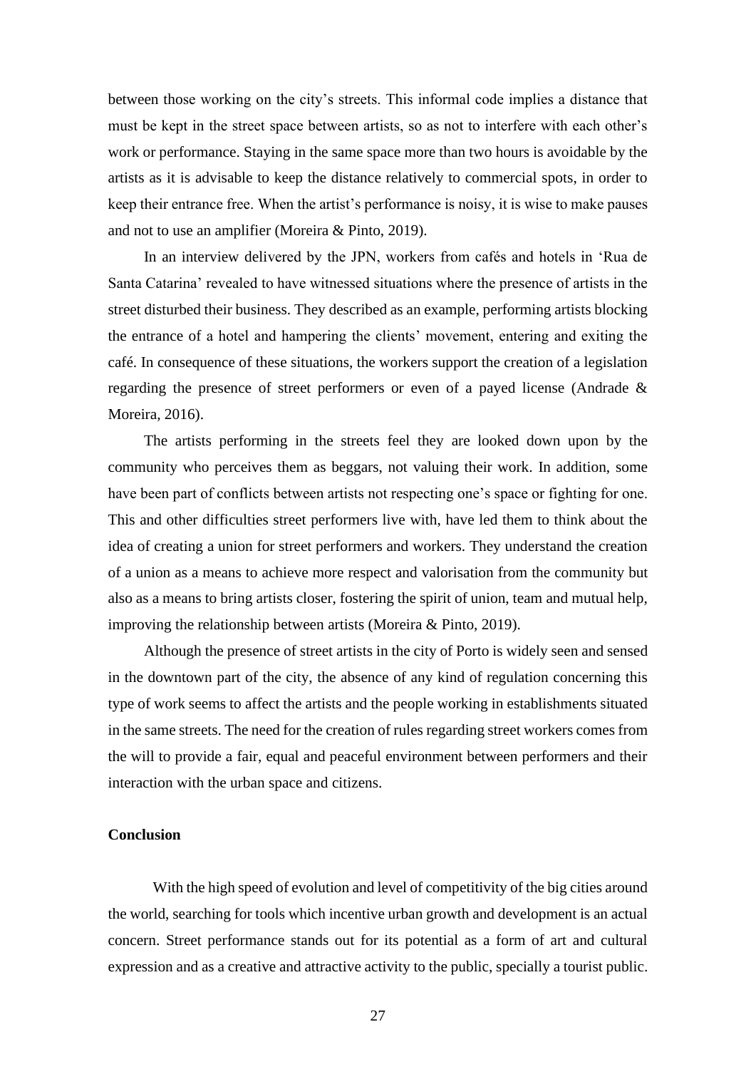between those working on the city's streets. This informal code implies a distance that must be kept in the street space between artists, so as not to interfere with each other's work or performance. Staying in the same space more than two hours is avoidable by the artists as it is advisable to keep the distance relatively to commercial spots, in order to keep their entrance free. When the artist's performance is noisy, it is wise to make pauses and not to use an amplifier (Moreira & Pinto, 2019).

In an interview delivered by the JPN, workers from cafés and hotels in 'Rua de Santa Catarina' revealed to have witnessed situations where the presence of artists in the street disturbed their business. They described as an example, performing artists blocking the entrance of a hotel and hampering the clients' movement, entering and exiting the café. In consequence of these situations, the workers support the creation of a legislation regarding the presence of street performers or even of a payed license (Andrade & Moreira, 2016).

The artists performing in the streets feel they are looked down upon by the community who perceives them as beggars, not valuing their work. In addition, some have been part of conflicts between artists not respecting one's space or fighting for one. This and other difficulties street performers live with, have led them to think about the idea of creating a union for street performers and workers. They understand the creation of a union as a means to achieve more respect and valorisation from the community but also as a means to bring artists closer, fostering the spirit of union, team and mutual help, improving the relationship between artists (Moreira & Pinto, 2019).

Although the presence of street artists in the city of Porto is widely seen and sensed in the downtown part of the city, the absence of any kind of regulation concerning this type of work seems to affect the artists and the people working in establishments situated in the same streets. The need for the creation of rules regarding street workers comes from the will to provide a fair, equal and peaceful environment between performers and their interaction with the urban space and citizens.

## Conclusion

With the high speed of evolution and level of competitivity of the big cities around the world, searching for tools which incentive urban growth and development is an actual concern. Street performance stands out for its potential as a form of art and cultural expression and as a creative and attractive activity to the public, specially a tourist public.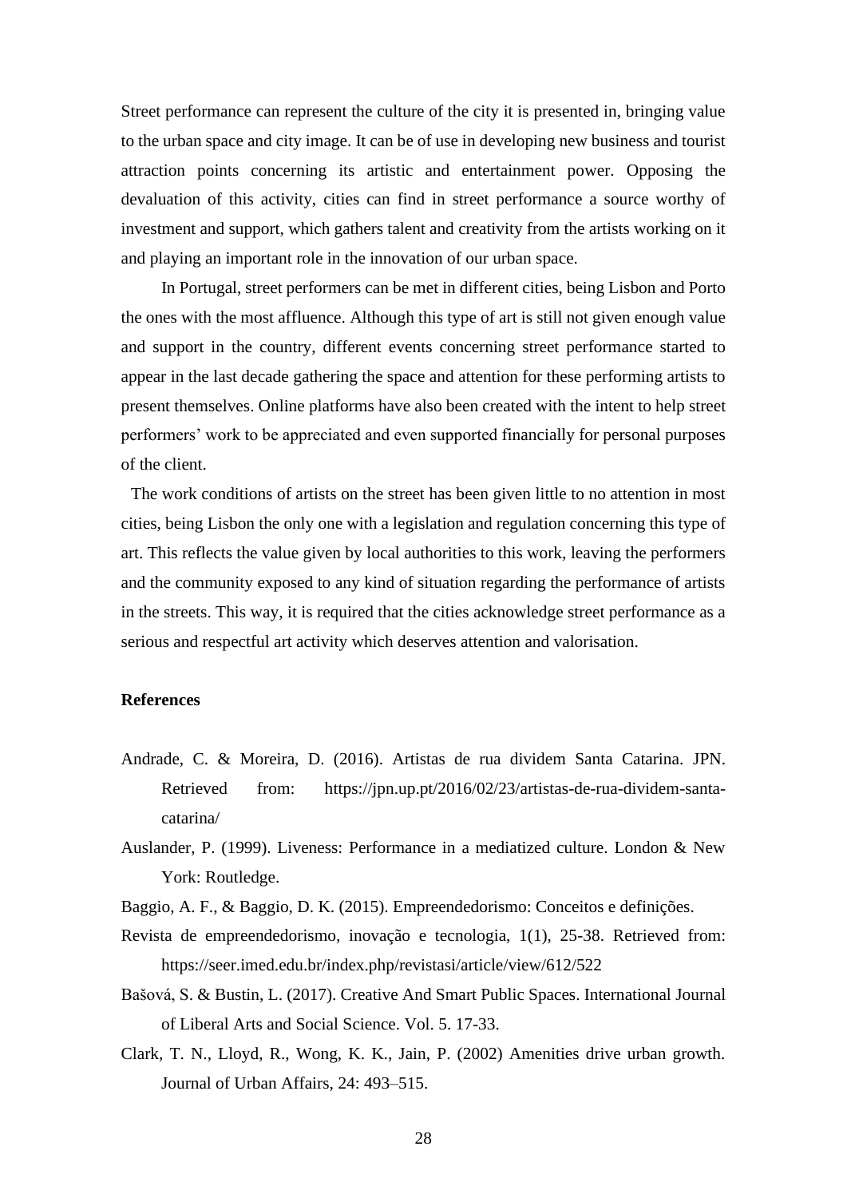Street performance can represent the culture of the city it is presented in, bringing value to the urban space and city image. It can be of use in developing new business and tourist attraction points concerning its artistic and entertainment power. Opposing the devaluation of this activity, cities can find in street performance a source worthy of investment and support, which gathers talent and creativity from the artists working on it and playing an important role in the innovation of our urban space.

In Portugal, street performers can be met in different cities, being Lisbon and Porto the ones with the most affluence. Although this type of art is still not given enough value and support in the country, different events concerning street performance started to appear in the last decade gathering the space and attention for these performing artists to present themselves. Online platforms have also been created with the intent to help street performers' work to be appreciated and even supported financially for personal purposes of the client.

The work conditions of artists on the street has been given little to no attention in most cities, being Lisbon the only one with a legislation and regulation concerning this type of art. This reflects the value given by local authorities to this work, leaving the performers and the community exposed to any kind of situation regarding the performance of artists in the streets. This way, it is required that the cities acknowledge street performance as a serious and respectful art activity which deserves attention and valorisation.

**References**

Andrade, C. & Moreira, D. (2016). Artistas de rua dividem Santa Catarina. JPN. Retrieved from: https://jpn.up.pt/2016/02/23/artistas-de-rua-dividem-santa-catarina/

Auslander, P. (1999). Liveness: Performance in a mediatized culture. London & New York: Routledge.

Baggio, A. F., & Baggio, D. K. (2015). Empreendedorismo: Conceitos e definições. Revista de empreendedorismo, inovação e tecnologia, 1(1), 25-38. Retrieved from: https://seer.imed.edu.br/index.php/revistasi/article/view/612/522

Bašová, S. & Bustin, L. (2017). Creative And Smart Public Spaces. International Journal of Liberal Arts and Social Science. Vol. 5. 17-33.

Clark, T. N., Lloyd, R., Wong, K. K., Jain, P. (2002) Amenities drive urban growth. Journal of Urban Affairs, 24: 493–515.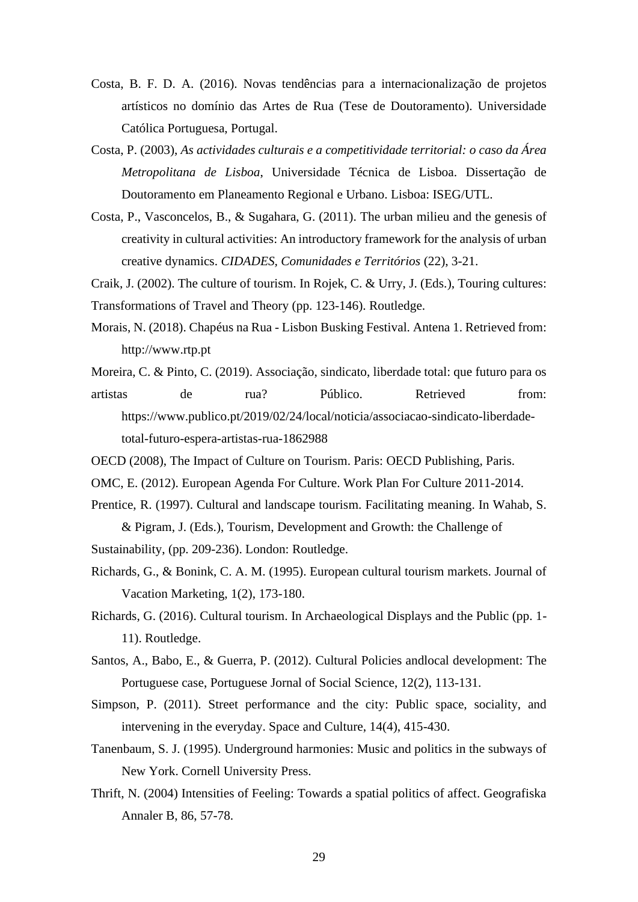Costa, B. F. D. A. (2016). Novas tendências para a internacionalização de projetos artísticos no domínio das Artes de Rua (Tese de Doutoramento). Universidade Católica Portuguesa, Portugal.

Costa, P. (2003), *As actividades culturais e a competitividade territorial: o caso da Área Metropolitana de Lisboa*, Universidade Técnica de Lisboa. Dissertação de Doutoramento em Planeamento Regional e Urbano. Lisboa: ISEG/UTL.

Costa, P., Vasconcelos, B., & Sugahara, G. (2011). The urban milieu and the genesis of creativity in cultural activities: An introductory framework for the analysis of urban creative dynamics. *CIDADES, Comunidades e Territórios* (22), 3-21.

Craik, J. (2002). The culture of tourism. In Rojek, C. & Urry, J. (Eds.), Touring cultures: Transformations of Travel and Theory (pp. 123-146). Routledge.

Morais, N. (2018). Chapéus na Rua - Lisbon Busking Festival. Antena 1. Retrieved from: http://www.rtp.pt

Moreira, C. & Pinto, C. (2019). Associação, sindicato, liberdade total: que futuro para os artistas de rua? Público. Retrieved from: https://www.publico.pt/2019/02/24/local/noticia/associacao-sindicato-liberdade-total-futuro-espera-artistas-rua-1862988

OECD (2008), The Impact of Culture on Tourism. Paris: OECD Publishing, Paris.

OMC, E. (2012). European Agenda For Culture. Work Plan For Culture 2011-2014.

Prentice, R. (1997). Cultural and landscape tourism. Facilitating meaning. In Wahab, S. & Pigram, J. (Eds.), Tourism, Development and Growth: the Challenge of Sustainability, (pp. 209-236). London: Routledge.

Richards, G., & Bonink, C. A. M. (1995). European cultural tourism markets. Journal of Vacation Marketing, 1(2), 173-180.

Richards, G. (2016). Cultural tourism. In Archaeological Displays and the Public (pp. 1-11). Routledge.

Santos, A., Babo, E., & Guerra, P. (2012). Cultural Policies andlocal development: The Portuguese case, Portuguese Jornal of Social Science, 12(2), 113-131.

Simpson, P. (2011). Street performance and the city: Public space, sociality, and intervening in the everyday. Space and Culture, 14(4), 415-430.

Tanenbaum, S. J. (1995). Underground harmonies: Music and politics in the subways of New York. Cornell University Press.

Thrift, N. (2004) Intensities of Feeling: Towards a spatial politics of affect. Geografiska Annaler B, 86, 57-78.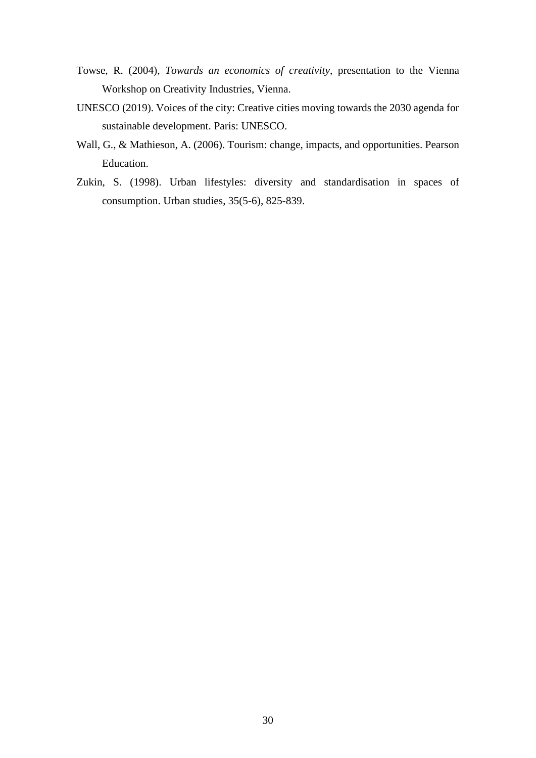Towse, R. (2004), *Towards an economics of creativity*, presentation to the Vienna Workshop on Creativity Industries, Vienna.

UNESCO (2019). Voices of the city: Creative cities moving towards the 2030 agenda for sustainable development. Paris: UNESCO.

Wall, G., & Mathieson, A. (2006). Tourism: change, impacts, and opportunities. Pearson Education.

Zukin, S. (1998). Urban lifestyles: diversity and standardisation in spaces of consumption. Urban studies, 35(5-6), 825-839.